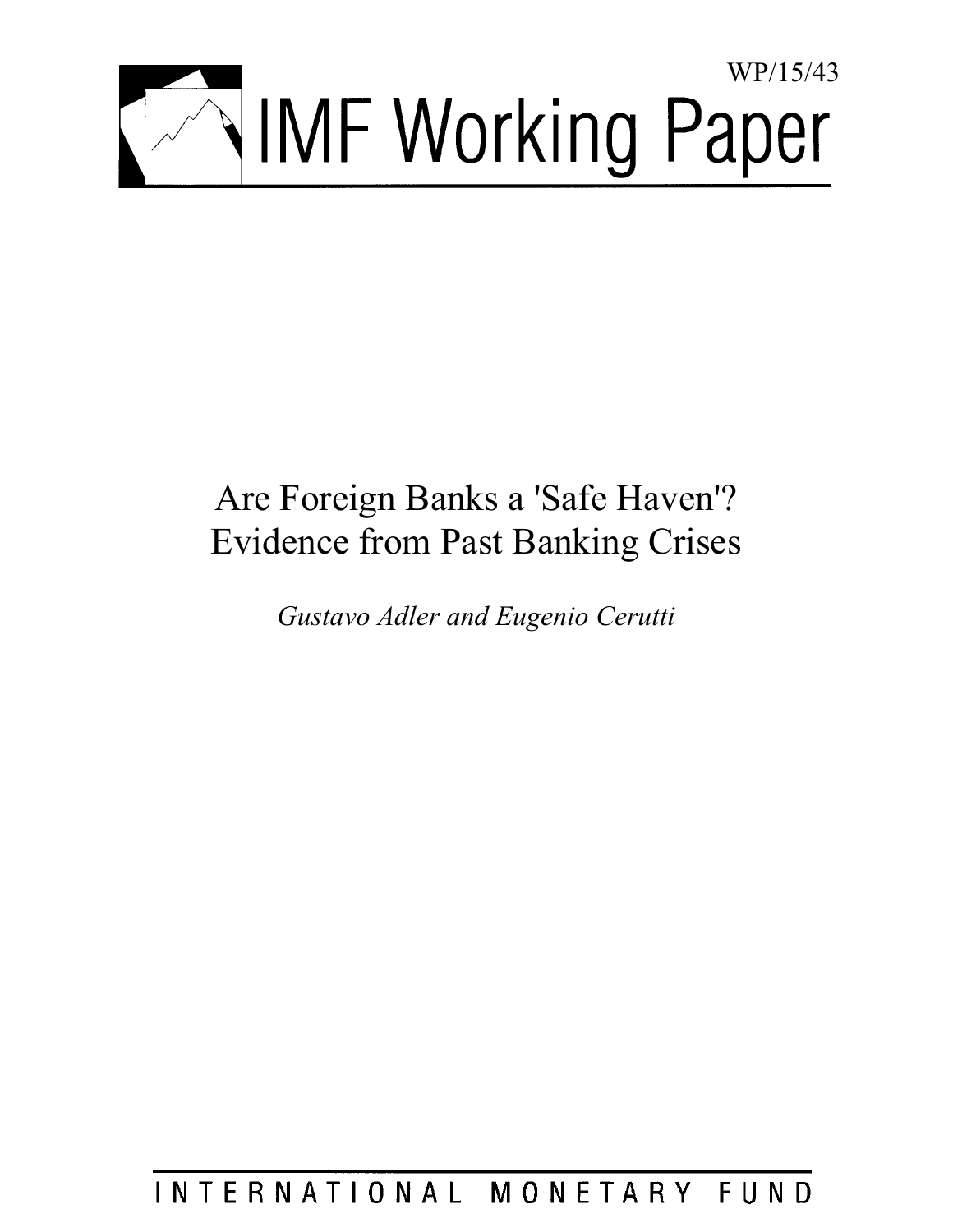WP/15/43

# IMF Working Paper

# Are Foreign Banks a 'Safe Haven'? Evidence from Past Banking Crises

*Gustavo Adler and Eugenio Cerutti*

INTERNATIONAL MONETARY FUND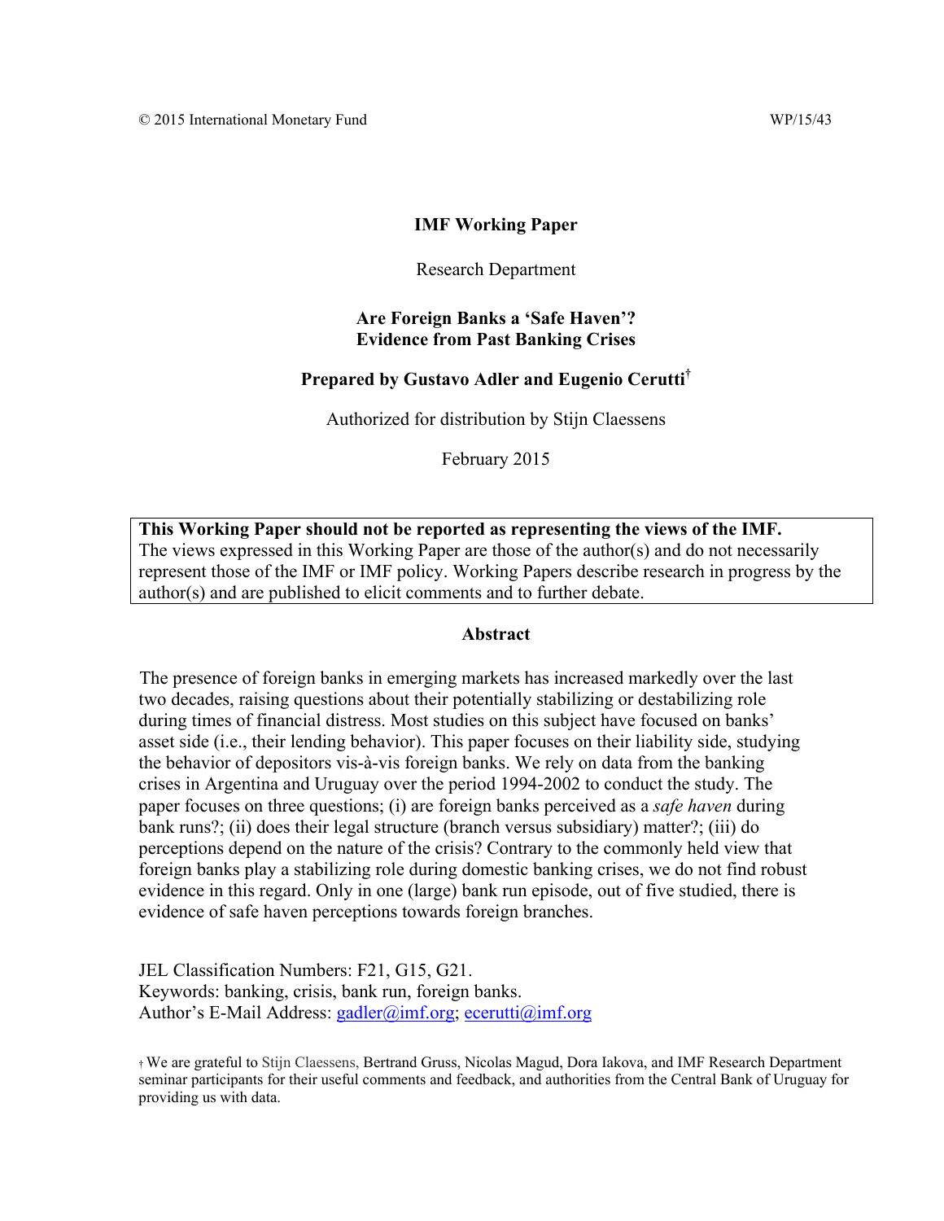© 2015 International Monetary Fund WP/15/43

**IMF Working Paper**

Research Department

**Are Foreign Banks a 'Safe Haven'?**
**Evidence from Past Banking Crises**

**Prepared by Gustavo Adler and Eugenio Cerutti**[†]

Authorized for distribution by Stijn Claessens

February 2015

> **This Working Paper should not be reported as representing the views of the IMF.**
> The views expressed in this Working Paper are those of the author(s) and do not necessarily represent those of the IMF or IMF policy. Working Papers describe research in progress by the author(s) and are published to elicit comments and to further debate.

**Abstract**

The presence of foreign banks in emerging markets has increased markedly over the last two decades, raising questions about their potentially stabilizing or destabilizing role during times of financial distress. Most studies on this subject have focused on banks' asset side (i.e., their lending behavior). This paper focuses on their liability side, studying the behavior of depositors vis-à-vis foreign banks. We rely on data from the banking crises in Argentina and Uruguay over the period 1994-2002 to conduct the study. The paper focuses on three questions; (i) are foreign banks perceived as a *safe haven* during bank runs?; (ii) does their legal structure (branch versus subsidiary) matter?; (iii) do perceptions depend on the nature of the crisis? Contrary to the commonly held view that foreign banks play a stabilizing role during domestic banking crises, we do not find robust evidence in this regard. Only in one (large) bank run episode, out of five studied, there is evidence of safe haven perceptions towards foreign branches.

JEL Classification Numbers: F21, G15, G21.
Keywords: banking, crisis, bank run, foreign banks.
Author's E-Mail Address: gadler@imf.org; ecerutti@imf.org

[†] We are grateful to Stijn Claessens, Bertrand Gruss, Nicolas Magud, Dora Iakova, and IMF Research Department seminar participants for their useful comments and feedback, and authorities from the Central Bank of Uruguay for providing us with data.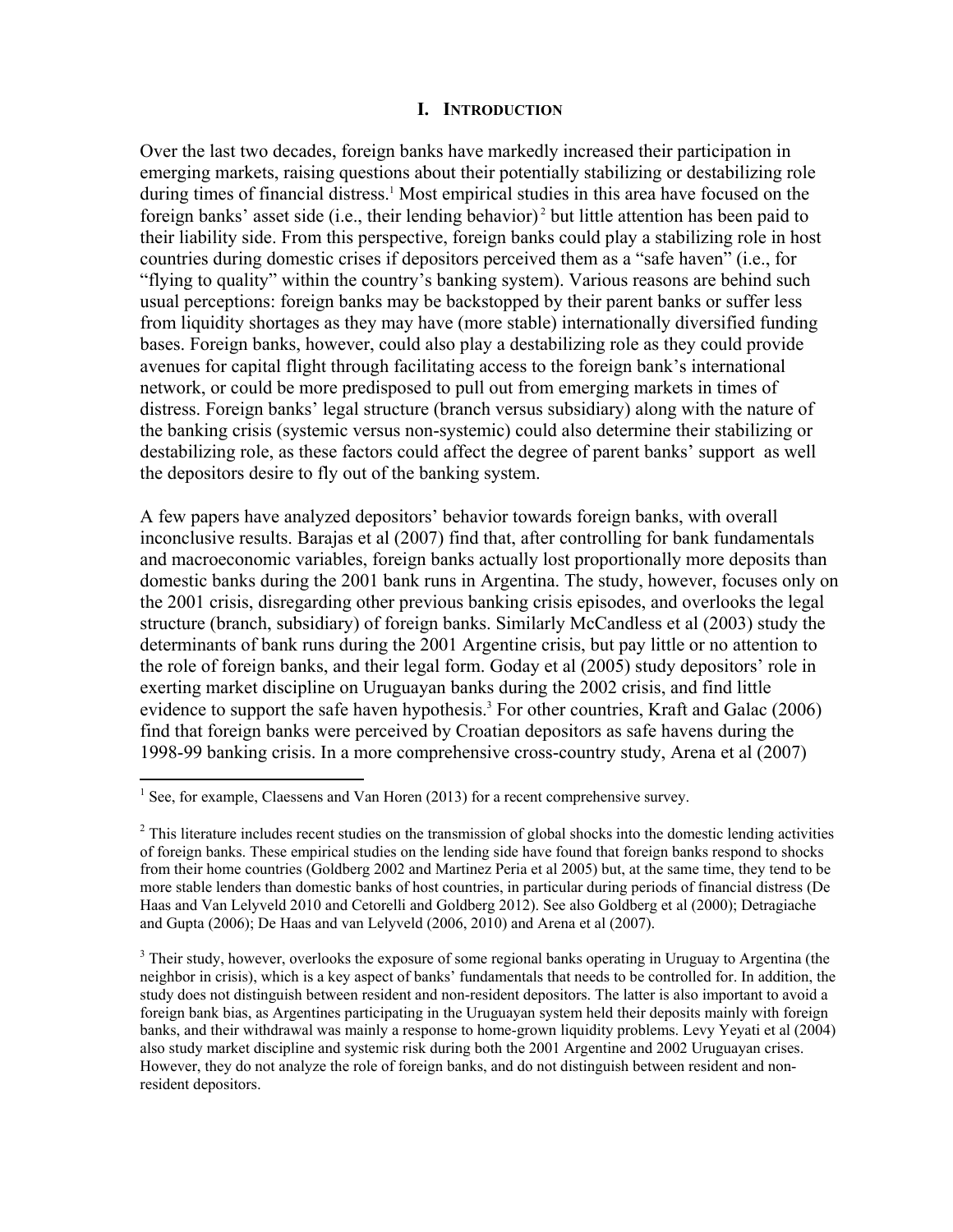## I. INTRODUCTION

Over the last two decades, foreign banks have markedly increased their participation in emerging markets, raising questions about their potentially stabilizing or destabilizing role during times of financial distress.[1] Most empirical studies in this area have focused on the foreign banks' asset side (i.e., their lending behavior)[2] but little attention has been paid to their liability side. From this perspective, foreign banks could play a stabilizing role in host countries during domestic crises if depositors perceived them as a "safe haven" (i.e., for "flying to quality" within the country's banking system). Various reasons are behind such usual perceptions: foreign banks may be backstopped by their parent banks or suffer less from liquidity shortages as they may have (more stable) internationally diversified funding bases. Foreign banks, however, could also play a destabilizing role as they could provide avenues for capital flight through facilitating access to the foreign bank's international network, or could be more predisposed to pull out from emerging markets in times of distress. Foreign banks' legal structure (branch versus subsidiary) along with the nature of the banking crisis (systemic versus non-systemic) could also determine their stabilizing or destabilizing role, as these factors could affect the degree of parent banks' support as well the depositors desire to fly out of the banking system.

A few papers have analyzed depositors' behavior towards foreign banks, with overall inconclusive results. Barajas et al (2007) find that, after controlling for bank fundamentals and macroeconomic variables, foreign banks actually lost proportionally more deposits than domestic banks during the 2001 bank runs in Argentina. The study, however, focuses only on the 2001 crisis, disregarding other previous banking crisis episodes, and overlooks the legal structure (branch, subsidiary) of foreign banks. Similarly McCandless et al (2003) study the determinants of bank runs during the 2001 Argentine crisis, but pay little or no attention to the role of foreign banks, and their legal form. Goday et al (2005) study depositors' role in exerting market discipline on Uruguayan banks during the 2002 crisis, and find little evidence to support the safe haven hypothesis.[3] For other countries, Kraft and Galac (2006) find that foreign banks were perceived by Croatian depositors as safe havens during the 1998-99 banking crisis. In a more comprehensive cross-country study, Arena et al (2007)

[1] See, for example, Claessens and Van Horen (2013) for a recent comprehensive survey.

[2] This literature includes recent studies on the transmission of global shocks into the domestic lending activities of foreign banks. These empirical studies on the lending side have found that foreign banks respond to shocks from their home countries (Goldberg 2002 and Martinez Peria et al 2005) but, at the same time, they tend to be more stable lenders than domestic banks of host countries, in particular during periods of financial distress (De Haas and Van Lelyveld 2010 and Cetorelli and Goldberg 2012). See also Goldberg et al (2000); Detragiache and Gupta (2006); De Haas and van Lelyveld (2006, 2010) and Arena et al (2007).

[3] Their study, however, overlooks the exposure of some regional banks operating in Uruguay to Argentina (the neighbor in crisis), which is a key aspect of banks' fundamentals that needs to be controlled for. In addition, the study does not distinguish between resident and non-resident depositors. The latter is also important to avoid a foreign bank bias, as Argentines participating in the Uruguayan system held their deposits mainly with foreign banks, and their withdrawal was mainly a response to home-grown liquidity problems. Levy Yeyati et al (2004) also study market discipline and systemic risk during both the 2001 Argentine and 2002 Uruguayan crises. However, they do not analyze the role of foreign banks, and do not distinguish between resident and non-resident depositors.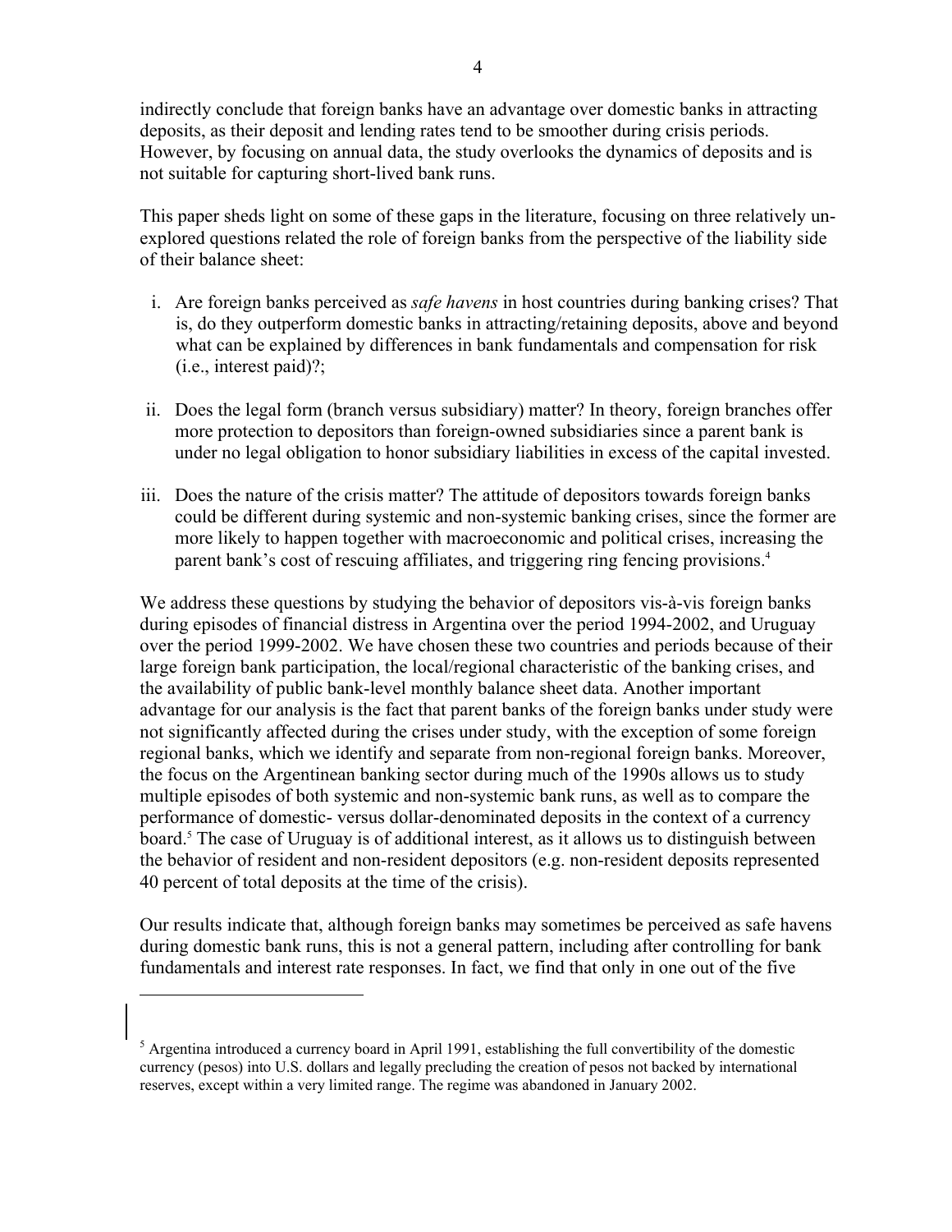indirectly conclude that foreign banks have an advantage over domestic banks in attracting deposits, as their deposit and lending rates tend to be smoother during crisis periods. However, by focusing on annual data, the study overlooks the dynamics of deposits and is not suitable for capturing short-lived bank runs.

This paper sheds light on some of these gaps in the literature, focusing on three relatively un-explored questions related the role of foreign banks from the perspective of the liability side of their balance sheet:

i. Are foreign banks perceived as *safe havens* in host countries during banking crises? That is, do they outperform domestic banks in attracting/retaining deposits, above and beyond what can be explained by differences in bank fundamentals and compensation for risk (i.e., interest paid)?;

ii. Does the legal form (branch versus subsidiary) matter? In theory, foreign branches offer more protection to depositors than foreign-owned subsidiaries since a parent bank is under no legal obligation to honor subsidiary liabilities in excess of the capital invested.

iii. Does the nature of the crisis matter? The attitude of depositors towards foreign banks could be different during systemic and non-systemic banking crises, since the former are more likely to happen together with macroeconomic and political crises, increasing the parent bank's cost of rescuing affiliates, and triggering ring fencing provisions.[4]

We address these questions by studying the behavior of depositors vis-à-vis foreign banks during episodes of financial distress in Argentina over the period 1994-2002, and Uruguay over the period 1999-2002. We have chosen these two countries and periods because of their large foreign bank participation, the local/regional characteristic of the banking crises, and the availability of public bank-level monthly balance sheet data. Another important advantage for our analysis is the fact that parent banks of the foreign banks under study were not significantly affected during the crises under study, with the exception of some foreign regional banks, which we identify and separate from non-regional foreign banks. Moreover, the focus on the Argentinean banking sector during much of the 1990s allows us to study multiple episodes of both systemic and non-systemic bank runs, as well as to compare the performance of domestic- versus dollar-denominated deposits in the context of a currency board.[5] The case of Uruguay is of additional interest, as it allows us to distinguish between the behavior of resident and non-resident depositors (e.g. non-resident deposits represented 40 percent of total deposits at the time of the crisis).

Our results indicate that, although foreign banks may sometimes be perceived as safe havens during domestic bank runs, this is not a general pattern, including after controlling for bank fundamentals and interest rate responses. In fact, we find that only in one out of the five

---

[5] Argentina introduced a currency board in April 1991, establishing the full convertibility of the domestic currency (pesos) into U.S. dollars and legally precluding the creation of pesos not backed by international reserves, except within a very limited range. The regime was abandoned in January 2002.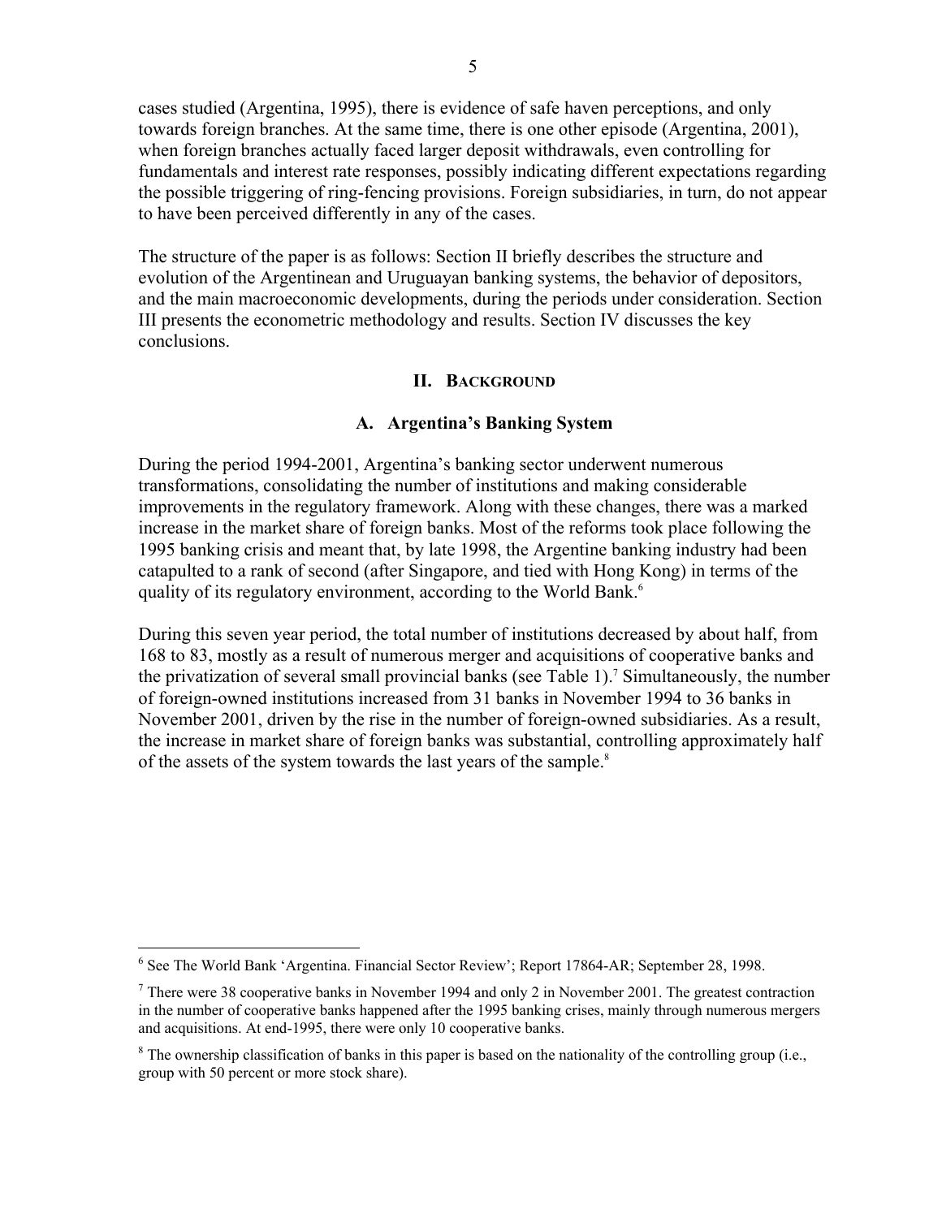cases studied (Argentina, 1995), there is evidence of safe haven perceptions, and only towards foreign branches. At the same time, there is one other episode (Argentina, 2001), when foreign branches actually faced larger deposit withdrawals, even controlling for fundamentals and interest rate responses, possibly indicating different expectations regarding the possible triggering of ring-fencing provisions. Foreign subsidiaries, in turn, do not appear to have been perceived differently in any of the cases.

The structure of the paper is as follows: Section II briefly describes the structure and evolution of the Argentinean and Uruguayan banking systems, the behavior of depositors, and the main macroeconomic developments, during the periods under consideration. Section III presents the econometric methodology and results. Section IV discusses the key conclusions.

## II. Background

### A. Argentina's Banking System

During the period 1994-2001, Argentina's banking sector underwent numerous transformations, consolidating the number of institutions and making considerable improvements in the regulatory framework. Along with these changes, there was a marked increase in the market share of foreign banks. Most of the reforms took place following the 1995 banking crisis and meant that, by late 1998, the Argentine banking industry had been catapulted to a rank of second (after Singapore, and tied with Hong Kong) in terms of the quality of its regulatory environment, according to the World Bank.[6]

During this seven year period, the total number of institutions decreased by about half, from 168 to 83, mostly as a result of numerous merger and acquisitions of cooperative banks and the privatization of several small provincial banks (see Table 1).[7] Simultaneously, the number of foreign-owned institutions increased from 31 banks in November 1994 to 36 banks in November 2001, driven by the rise in the number of foreign-owned subsidiaries. As a result, the increase in market share of foreign banks was substantial, controlling approximately half of the assets of the system towards the last years of the sample.[8]

---

[6] See The World Bank 'Argentina. Financial Sector Review'; Report 17864-AR; September 28, 1998.

[7] There were 38 cooperative banks in November 1994 and only 2 in November 2001. The greatest contraction in the number of cooperative banks happened after the 1995 banking crises, mainly through numerous mergers and acquisitions. At end-1995, there were only 10 cooperative banks.

[8] The ownership classification of banks in this paper is based on the nationality of the controlling group (i.e., group with 50 percent or more stock share).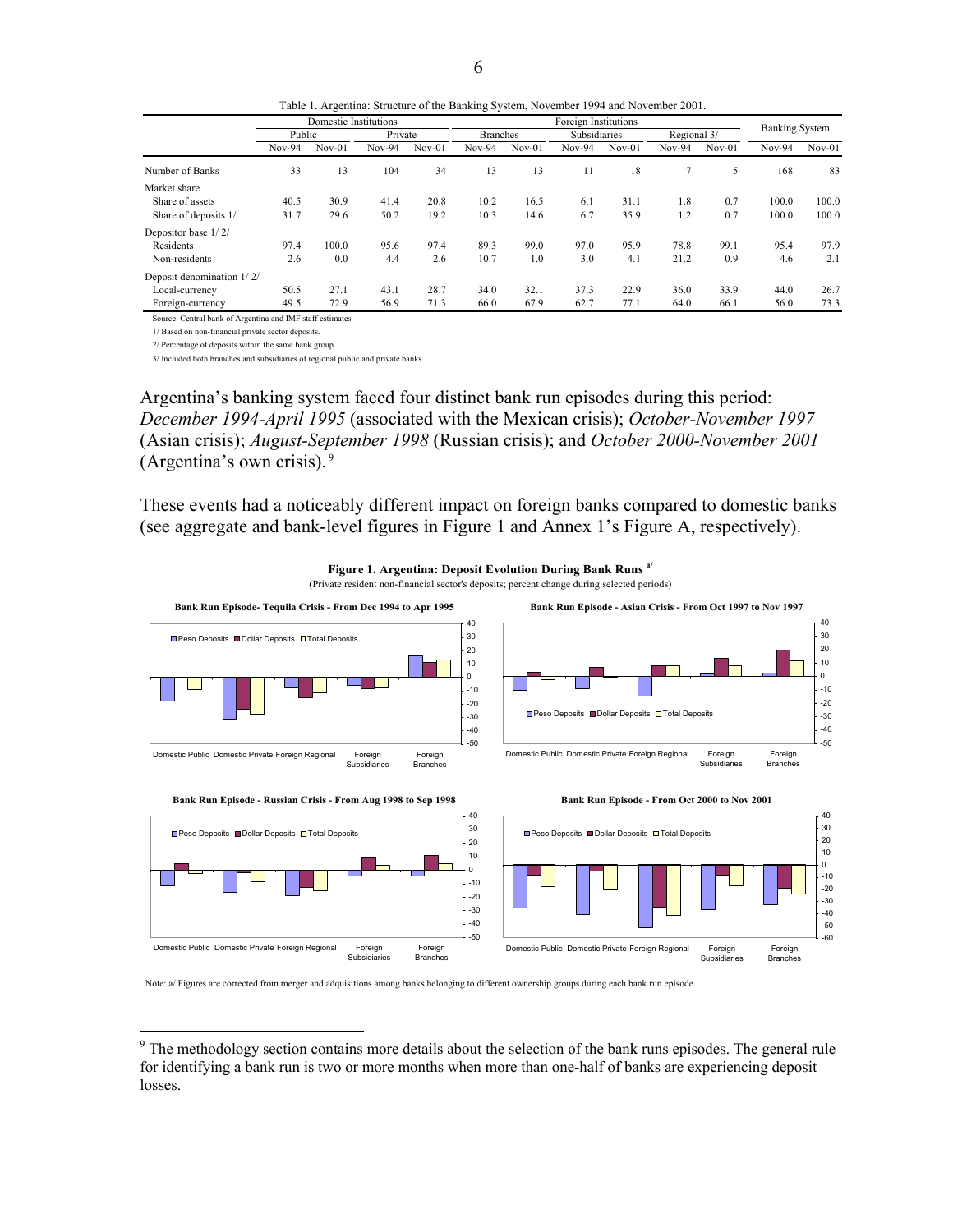Table 1. Argentina: Structure of the Banking System, November 1994 and November 2001.

| | Domestic Institutions | | | | Foreign Institutions | | | | | | Banking System | |
|---|---|---|---|---|---|---|---|---|---|---|---|---|
| | Public | | Private | | Branches | | Subsidiaries | | Regional 3/ | | | |
| | Nov-94 | Nov-01 | Nov-94 | Nov-01 | Nov-94 | Nov-01 | Nov-94 | Nov-01 | Nov-94 | Nov-01 | Nov-94 | Nov-01 |
| Number of Banks | 33 | 13 | 104 | 34 | 13 | 13 | 11 | 18 | 7 | 5 | 168 | 83 |
| Market share | | | | | | | | | | | | |
| Share of assets | 40.5 | 30.9 | 41.4 | 20.8 | 10.2 | 16.5 | 6.1 | 31.1 | 1.8 | 0.7 | 100.0 | 100.0 |
| Share of deposits 1/ | 31.7 | 29.6 | 50.2 | 19.2 | 10.3 | 14.6 | 6.7 | 35.9 | 1.2 | 0.7 | 100.0 | 100.0 |
| Depositor base 1/ 2/ | | | | | | | | | | | | |
| Residents | 97.4 | 100.0 | 95.6 | 97.4 | 89.3 | 99.0 | 97.0 | 95.9 | 78.8 | 99.1 | 95.4 | 97.9 |
| Non-residents | 2.6 | 0.0 | 4.4 | 2.6 | 10.7 | 1.0 | 3.0 | 4.1 | 21.2 | 0.9 | 4.6 | 2.1 |
| Deposit denomination 1/ 2/ | | | | | | | | | | | | |
| Local-currency | 50.5 | 27.1 | 43.1 | 28.7 | 34.0 | 32.1 | 37.3 | 22.9 | 36.0 | 33.9 | 44.0 | 26.7 |
| Foreign-currency | 49.5 | 72.9 | 56.9 | 71.3 | 66.0 | 67.9 | 62.7 | 77.1 | 64.0 | 66.1 | 56.0 | 73.3 |

Source: Central bank of Argentina and IMF staff estimates.

1/ Based on non-financial private sector deposits.

2/ Percentage of deposits within the same bank group.

3/ Included both branches and subsidiaries of regional public and private banks.

Argentina's banking system faced four distinct bank run episodes during this period: *December 1994-April 1995* (associated with the Mexican crisis); *October-November 1997* (Asian crisis); *August-September 1998* (Russian crisis); and *October 2000-November 2001* (Argentina's own crisis).[9]

These events had a noticeably different impact on foreign banks compared to domestic banks (see aggregate and bank-level figures in Figure 1 and Annex 1's Figure A, respectively).

**Figure 1. Argentina: Deposit Evolution During Bank Runs [a/]**

(Private resident non-financial sector's deposits; percent change during selected periods)

Note: a/ Figures are corrected from merger and adquisitions among banks belonging to different ownership groups during each bank run episode.

[9] The methodology section contains more details about the selection of the bank runs episodes. The general rule for identifying a bank run is two or more months when more than one-half of banks are experiencing deposit losses.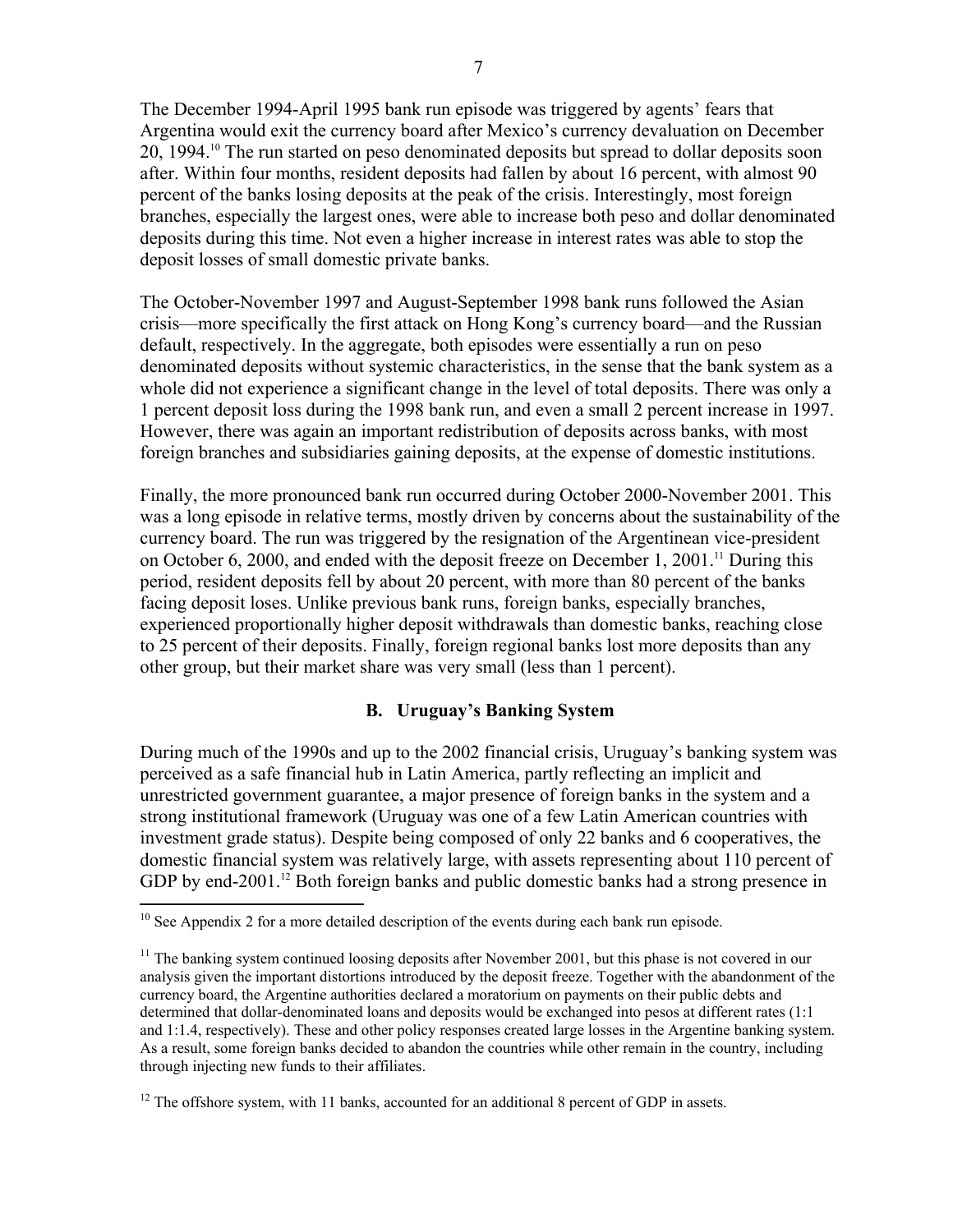The December 1994-April 1995 bank run episode was triggered by agents' fears that Argentina would exit the currency board after Mexico's currency devaluation on December 20, 1994.[10] The run started on peso denominated deposits but spread to dollar deposits soon after. Within four months, resident deposits had fallen by about 16 percent, with almost 90 percent of the banks losing deposits at the peak of the crisis. Interestingly, most foreign branches, especially the largest ones, were able to increase both peso and dollar denominated deposits during this time. Not even a higher increase in interest rates was able to stop the deposit losses of small domestic private banks.

The October-November 1997 and August-September 1998 bank runs followed the Asian crisis—more specifically the first attack on Hong Kong's currency board—and the Russian default, respectively. In the aggregate, both episodes were essentially a run on peso denominated deposits without systemic characteristics, in the sense that the bank system as a whole did not experience a significant change in the level of total deposits. There was only a 1 percent deposit loss during the 1998 bank run, and even a small 2 percent increase in 1997. However, there was again an important redistribution of deposits across banks, with most foreign branches and subsidiaries gaining deposits, at the expense of domestic institutions.

Finally, the more pronounced bank run occurred during October 2000-November 2001. This was a long episode in relative terms, mostly driven by concerns about the sustainability of the currency board. The run was triggered by the resignation of the Argentinean vice-president on October 6, 2000, and ended with the deposit freeze on December 1, 2001.[11] During this period, resident deposits fell by about 20 percent, with more than 80 percent of the banks facing deposit loses. Unlike previous bank runs, foreign banks, especially branches, experienced proportionally higher deposit withdrawals than domestic banks, reaching close to 25 percent of their deposits. Finally, foreign regional banks lost more deposits than any other group, but their market share was very small (less than 1 percent).

### B. Uruguay's Banking System

During much of the 1990s and up to the 2002 financial crisis, Uruguay's banking system was perceived as a safe financial hub in Latin America, partly reflecting an implicit and unrestricted government guarantee, a major presence of foreign banks in the system and a strong institutional framework (Uruguay was one of a few Latin American countries with investment grade status). Despite being composed of only 22 banks and 6 cooperatives, the domestic financial system was relatively large, with assets representing about 110 percent of GDP by end-2001.[12] Both foreign banks and public domestic banks had a strong presence in

---

[10] See Appendix 2 for a more detailed description of the events during each bank run episode.

[11] The banking system continued loosing deposits after November 2001, but this phase is not covered in our analysis given the important distortions introduced by the deposit freeze. Together with the abandonment of the currency board, the Argentine authorities declared a moratorium on payments on their public debts and determined that dollar-denominated loans and deposits would be exchanged into pesos at different rates (1:1 and 1:1.4, respectively). These and other policy responses created large losses in the Argentine banking system. As a result, some foreign banks decided to abandon the countries while other remain in the country, including through injecting new funds to their affiliates.

[12] The offshore system, with 11 banks, accounted for an additional 8 percent of GDP in assets.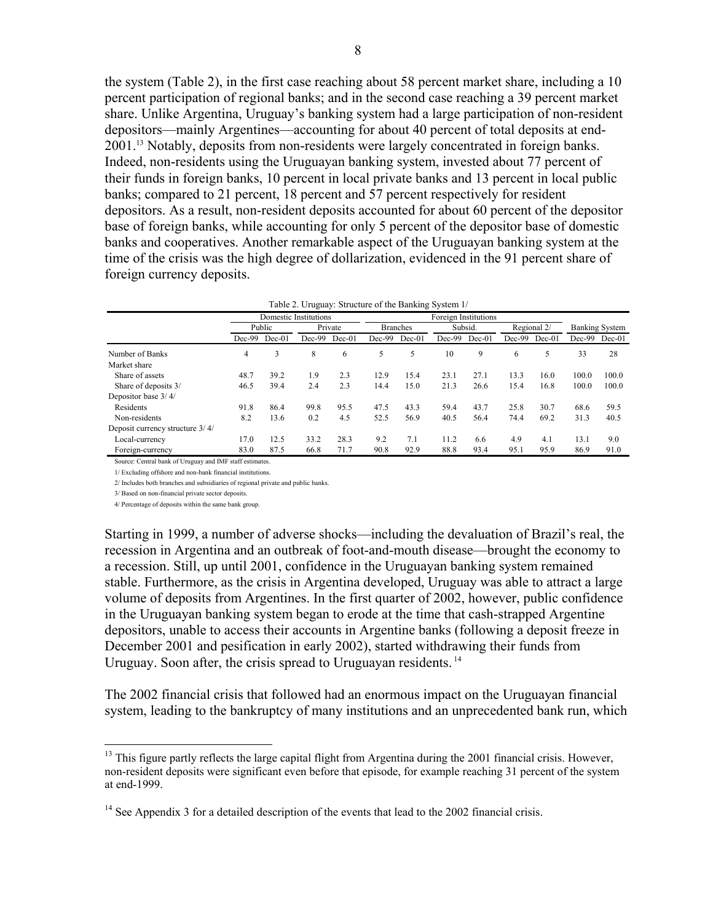the system (Table 2), in the first case reaching about 58 percent market share, including a 10 percent participation of regional banks; and in the second case reaching a 39 percent market share. Unlike Argentina, Uruguay's banking system had a large participation of non-resident depositors—mainly Argentines—accounting for about 40 percent of total deposits at end-2001.[13] Notably, deposits from non-residents were largely concentrated in foreign banks. Indeed, non-residents using the Uruguayan banking system, invested about 77 percent of their funds in foreign banks, 10 percent in local private banks and 13 percent in local public banks; compared to 21 percent, 18 percent and 57 percent respectively for resident depositors. As a result, non-resident deposits accounted for about 60 percent of the depositor base of foreign banks, while accounting for only 5 percent of the depositor base of domestic banks and cooperatives. Another remarkable aspect of the Uruguayan banking system at the time of the crisis was the high degree of dollarization, evidenced in the 91 percent share of foreign currency deposits.

Table 2. Uruguay: Structure of the Banking System 1/

| | Domestic Institutions | | | | Foreign Institutions | | | | | | | |
|---|---|---|---|---|---|---|---|---|---|---|---|---|
| | Public | | Private | | Branches | | Subsid. | | Regional 2/ | | Banking System | |
| | Dec-99 | Dec-01 | Dec-99 | Dec-01 | Dec-99 | Dec-01 | Dec-99 | Dec-01 | Dec-99 | Dec-01 | Dec-99 | Dec-01 |
| Number of Banks | 4 | 3 | 8 | 6 | 5 | 5 | 10 | 9 | 6 | 5 | 33 | 28 |
| Market share | | | | | | | | | | | | |
| Share of assets | 48.7 | 39.2 | 1.9 | 2.3 | 12.9 | 15.4 | 23.1 | 27.1 | 13.3 | 16.0 | 100.0 | 100.0 |
| Share of deposits 3/ | 46.5 | 39.4 | 2.4 | 2.3 | 14.4 | 15.0 | 21.3 | 26.6 | 15.4 | 16.8 | 100.0 | 100.0 |
| Depositor base 3/ 4/ | | | | | | | | | | | | |
| Residents | 91.8 | 86.4 | 99.8 | 95.5 | 47.5 | 43.3 | 59.4 | 43.7 | 25.8 | 30.7 | 68.6 | 59.5 |
| Non-residents | 8.2 | 13.6 | 0.2 | 4.5 | 52.5 | 56.9 | 40.5 | 56.4 | 74.4 | 69.2 | 31.3 | 40.5 |
| Deposit currency structure 3/ 4/ | | | | | | | | | | | | |
| Local-currency | 17.0 | 12.5 | 33.2 | 28.3 | 9.2 | 7.1 | 11.2 | 6.6 | 4.9 | 4.1 | 13.1 | 9.0 |
| Foreign-currency | 83.0 | 87.5 | 66.8 | 71.7 | 90.8 | 92.9 | 88.8 | 93.4 | 95.1 | 95.9 | 86.9 | 91.0 |

Source: Central bank of Uruguay and IMF staff estimates.

1/ Excluding offshore and non-bank financial institutions.

2/ Includes both branches and subsidiaries of regional private and public banks.

3/ Based on non-financial private sector deposits.

4/ Percentage of deposits within the same bank group.

Starting in 1999, a number of adverse shocks—including the devaluation of Brazil's real, the recession in Argentina and an outbreak of foot-and-mouth disease—brought the economy to a recession. Still, up until 2001, confidence in the Uruguayan banking system remained stable. Furthermore, as the crisis in Argentina developed, Uruguay was able to attract a large volume of deposits from Argentines. In the first quarter of 2002, however, public confidence in the Uruguayan banking system began to erode at the time that cash-strapped Argentine depositors, unable to access their accounts in Argentine banks (following a deposit freeze in December 2001 and pesification in early 2002), started withdrawing their funds from Uruguay. Soon after, the crisis spread to Uruguayan residents.[14]

The 2002 financial crisis that followed had an enormous impact on the Uruguayan financial system, leading to the bankruptcy of many institutions and an unprecedented bank run, which

[13] This figure partly reflects the large capital flight from Argentina during the 2001 financial crisis. However, non-resident deposits were significant even before that episode, for example reaching 31 percent of the system at end-1999.

[14] See Appendix 3 for a detailed description of the events that lead to the 2002 financial crisis.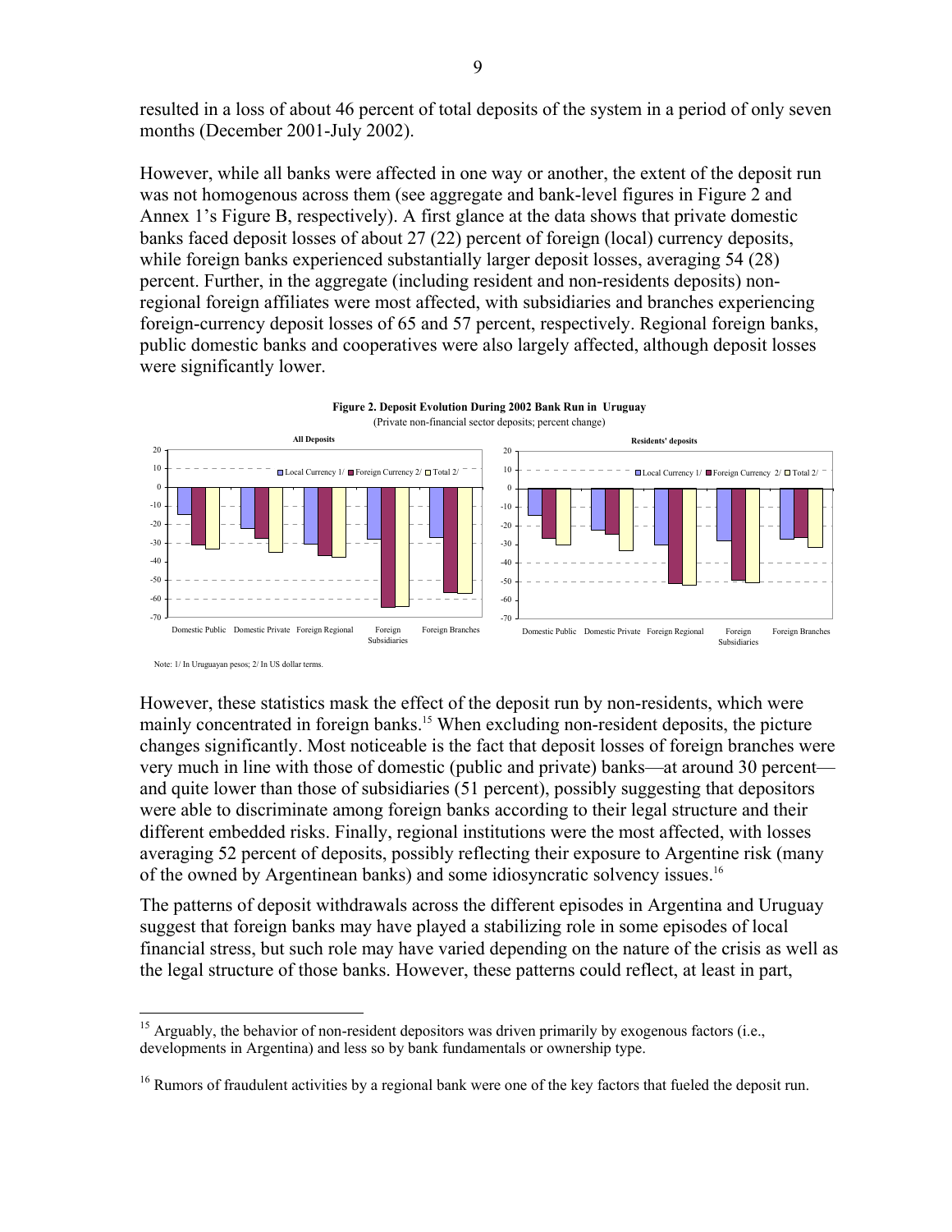resulted in a loss of about 46 percent of total deposits of the system in a period of only seven months (December 2001-July 2002).

However, while all banks were affected in one way or another, the extent of the deposit run was not homogenous across them (see aggregate and bank-level figures in Figure 2 and Annex 1's Figure B, respectively). A first glance at the data shows that private domestic banks faced deposit losses of about 27 (22) percent of foreign (local) currency deposits, while foreign banks experienced substantially larger deposit losses, averaging 54 (28) percent. Further, in the aggregate (including resident and non-residents deposits) non-regional foreign affiliates were most affected, with subsidiaries and branches experiencing foreign-currency deposit losses of 65 and 57 percent, respectively. Regional foreign banks, public domestic banks and cooperatives were also largely affected, although deposit losses were significantly lower.

**Figure 2. Deposit Evolution During 2002 Bank Run in Uruguay**
(Private non-financial sector deposits; percent change)

Note: 1/ In Uruguayan pesos; 2/ In US dollar terms.

However, these statistics mask the effect of the deposit run by non-residents, which were mainly concentrated in foreign banks.[15] When excluding non-resident deposits, the picture changes significantly. Most noticeable is the fact that deposit losses of foreign branches were very much in line with those of domestic (public and private) banks—at around 30 percent—and quite lower than those of subsidiaries (51 percent), possibly suggesting that depositors were able to discriminate among foreign banks according to their legal structure and their different embedded risks. Finally, regional institutions were the most affected, with losses averaging 52 percent of deposits, possibly reflecting their exposure to Argentine risk (many of the owned by Argentinean banks) and some idiosyncratic solvency issues.[16]

The patterns of deposit withdrawals across the different episodes in Argentina and Uruguay suggest that foreign banks may have played a stabilizing role in some episodes of local financial stress, but such role may have varied depending on the nature of the crisis as well as the legal structure of those banks. However, these patterns could reflect, at least in part,

---

[15] Arguably, the behavior of non-resident depositors was driven primarily by exogenous factors (i.e., developments in Argentina) and less so by bank fundamentals or ownership type.

[16] Rumors of fraudulent activities by a regional bank were one of the key factors that fueled the deposit run.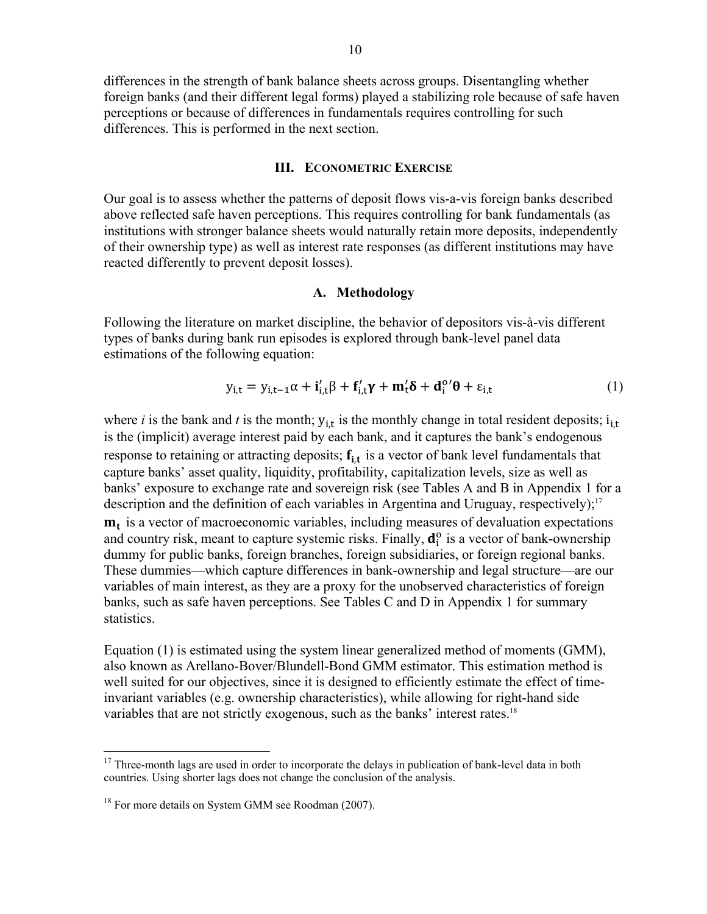differences in the strength of bank balance sheets across groups. Disentangling whether foreign banks (and their different legal forms) played a stabilizing role because of safe haven perceptions or because of differences in fundamentals requires controlling for such differences. This is performed in the next section.

## III. Econometric Exercise

Our goal is to assess whether the patterns of deposit flows vis-a-vis foreign banks described above reflected safe haven perceptions. This requires controlling for bank fundamentals (as institutions with stronger balance sheets would naturally retain more deposits, independently of their ownership type) as well as interest rate responses (as different institutions may have reacted differently to prevent deposit losses).

### A. Methodology

Following the literature on market discipline, the behavior of depositors vis-à-vis different types of banks during bank run episodes is explored through bank-level panel data estimations of the following equation:

$$y_{i,t} = y_{i,t-1}\alpha + \mathbf{i}_{i,t}'\beta + \mathbf{f}_{i,t}'\boldsymbol{\gamma} + \mathbf{m}_t'\boldsymbol{\delta} + \mathbf{d}_i^{o\prime}\boldsymbol{\theta} + \varepsilon_{i,t} \quad (1)$$

where *i* is the bank and *t* is the month; $y_{i,t}$ is the monthly change in total resident deposits; $i_{i,t}$ is the (implicit) average interest paid by each bank, and it captures the bank's endogenous response to retaining or attracting deposits; $\mathbf{f}_{i,t}$ is a vector of bank level fundamentals that capture banks' asset quality, liquidity, profitability, capitalization levels, size as well as banks' exposure to exchange rate and sovereign risk (see Tables A and B in Appendix 1 for a description and the definition of each variables in Argentina and Uruguay, respectively);[17] $\mathbf{m}_t$ is a vector of macroeconomic variables, including measures of devaluation expectations and country risk, meant to capture systemic risks. Finally, $\mathbf{d}_i^o$ is a vector of bank-ownership dummy for public banks, foreign branches, foreign subsidiaries, or foreign regional banks. These dummies—which capture differences in bank-ownership and legal structure—are our variables of main interest, as they are a proxy for the unobserved characteristics of foreign banks, such as safe haven perceptions. See Tables C and D in Appendix 1 for summary statistics.

Equation (1) is estimated using the system linear generalized method of moments (GMM), also known as Arellano-Bover/Blundell-Bond GMM estimator. This estimation method is well suited for our objectives, since it is designed to efficiently estimate the effect of time-invariant variables (e.g. ownership characteristics), while allowing for right-hand side variables that are not strictly exogenous, such as the banks' interest rates.[18]

---

[17] Three-month lags are used in order to incorporate the delays in publication of bank-level data in both countries. Using shorter lags does not change the conclusion of the analysis.

[18] For more details on System GMM see Roodman (2007).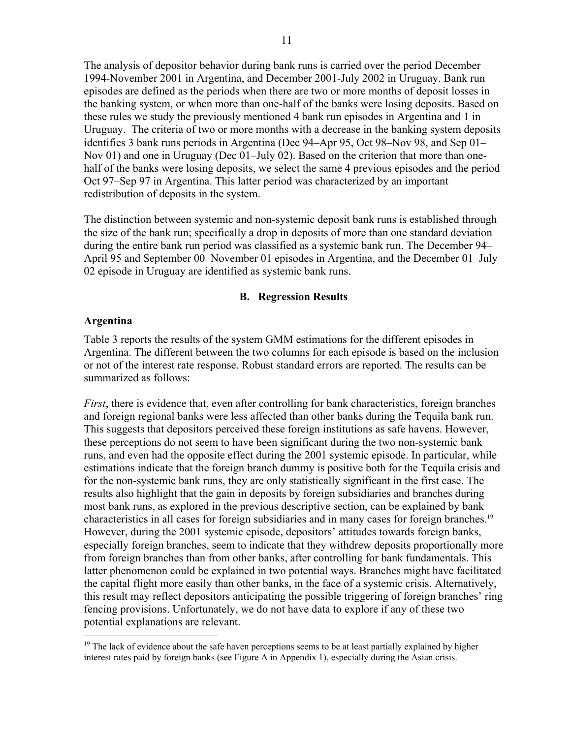The analysis of depositor behavior during bank runs is carried over the period December 1994-November 2001 in Argentina, and December 2001-July 2002 in Uruguay. Bank run episodes are defined as the periods when there are two or more months of deposit losses in the banking system, or when more than one-half of the banks were losing deposits. Based on these rules we study the previously mentioned 4 bank run episodes in Argentina and 1 in Uruguay. The criteria of two or more months with a decrease in the banking system deposits identifies 3 bank runs periods in Argentina (Dec 94–Apr 95, Oct 98–Nov 98, and Sep 01–Nov 01) and one in Uruguay (Dec 01–July 02). Based on the criterion that more than one-half of the banks were losing deposits, we select the same 4 previous episodes and the period Oct 97–Sep 97 in Argentina. This latter period was characterized by an important redistribution of deposits in the system.

The distinction between systemic and non-systemic deposit bank runs is established through the size of the bank run; specifically a drop in deposits of more than one standard deviation during the entire bank run period was classified as a systemic bank run. The December 94–April 95 and September 00–November 01 episodes in Argentina, and the December 01–July 02 episode in Uruguay are identified as systemic bank runs.

## B. Regression Results

**Argentina**

Table 3 reports the results of the system GMM estimations for the different episodes in Argentina. The different between the two columns for each episode is based on the inclusion or not of the interest rate response. Robust standard errors are reported. The results can be summarized as follows:

*First*, there is evidence that, even after controlling for bank characteristics, foreign branches and foreign regional banks were less affected than other banks during the Tequila bank run. This suggests that depositors perceived these foreign institutions as safe havens. However, these perceptions do not seem to have been significant during the two non-systemic bank runs, and even had the opposite effect during the 2001 systemic episode. In particular, while estimations indicate that the foreign branch dummy is positive both for the Tequila crisis and for the non-systemic bank runs, they are only statistically significant in the first case. The results also highlight that the gain in deposits by foreign subsidiaries and branches during most bank runs, as explored in the previous descriptive section, can be explained by bank characteristics in all cases for foreign subsidiaries and in many cases for foreign branches.[19] However, during the 2001 systemic episode, depositors' attitudes towards foreign banks, especially foreign branches, seem to indicate that they withdrew deposits proportionally more from foreign branches than from other banks, after controlling for bank fundamentals. This latter phenomenon could be explained in two potential ways. Branches might have facilitated the capital flight more easily than other banks, in the face of a systemic crisis. Alternatively, this result may reflect depositors anticipating the possible triggering of foreign branches' ring fencing provisions. Unfortunately, we do not have data to explore if any of these two potential explanations are relevant.

---

[19] The lack of evidence about the safe haven perceptions seems to be at least partially explained by higher interest rates paid by foreign banks (see Figure A in Appendix 1), especially during the Asian crisis.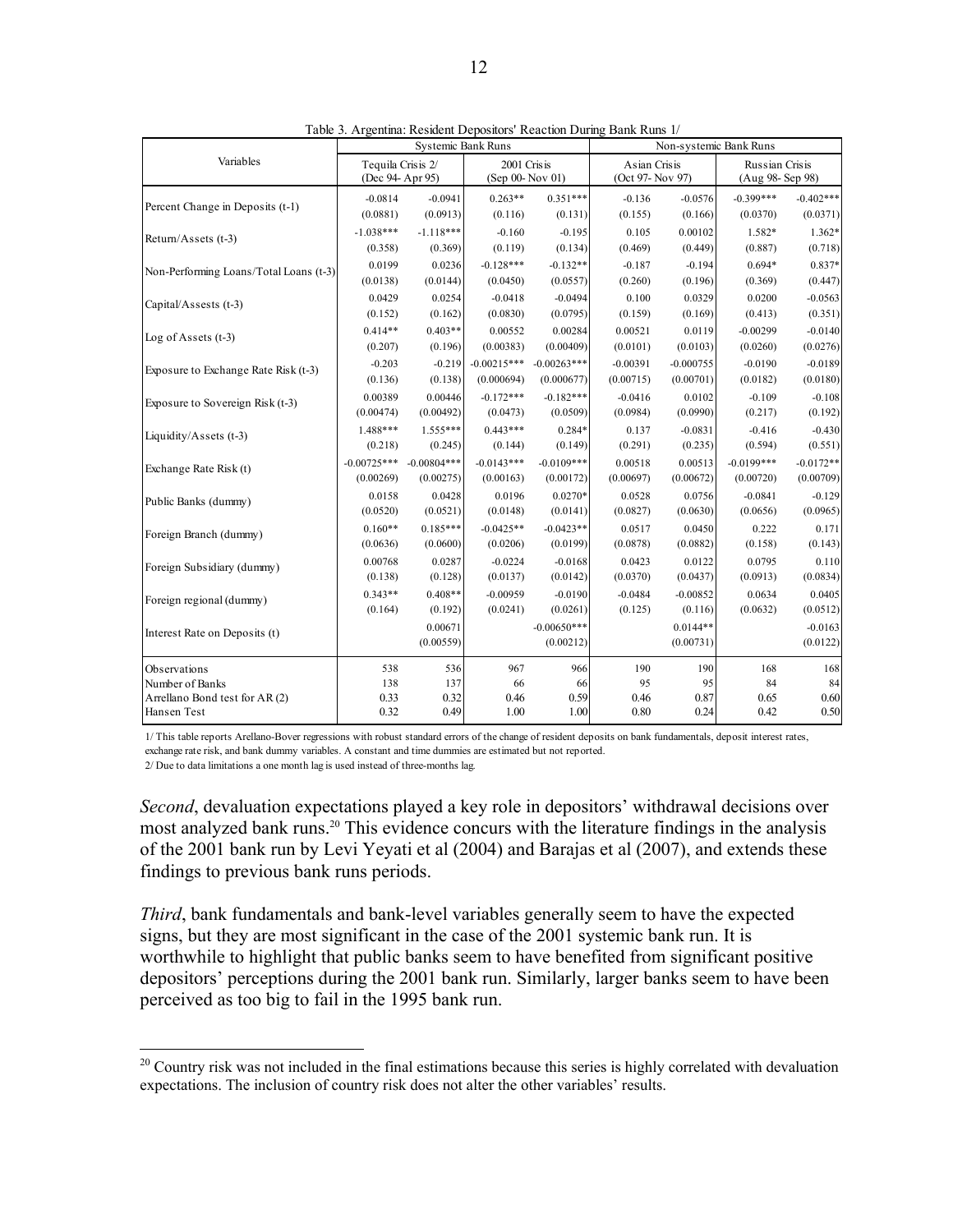Table 3. Argentina: Resident Depositors' Reaction During Bank Runs 1/

| Variables | Systemic Bank Runs | | | | Non-systemic Bank Runs | | | |
|---|---|---|---|---|---|---|---|---|
| | Tequila Crisis 2/ (Dec 94- Apr 95) | | 2001 Crisis (Sep 00- Nov 01) | | Asian Crisis (Oct 97- Nov 97) | | Russian Crisis (Aug 98- Sep 98) | |
| Percent Change in Deposits (t-1) | -0.0814 | -0.0941 | 0.263** | 0.351*** | -0.136 | -0.0576 | -0.399*** | -0.402*** |
| | (0.0881) | (0.0913) | (0.116) | (0.131) | (0.155) | (0.166) | (0.0370) | (0.0371) |
| Return/Assets (t-3) | -1.038*** | -1.118*** | -0.160 | -0.195 | 0.105 | 0.00102 | 1.582* | 1.362* |
| | (0.358) | (0.369) | (0.119) | (0.134) | (0.469) | (0.449) | (0.887) | (0.718) |
| Non-Performing Loans/Total Loans (t-3) | 0.0199 | 0.0236 | -0.128*** | -0.132** | -0.187 | -0.194 | 0.694* | 0.837* |
| | (0.0138) | (0.0144) | (0.0450) | (0.0557) | (0.260) | (0.196) | (0.369) | (0.447) |
| Capital/Assests (t-3) | 0.0429 | 0.0254 | -0.0418 | -0.0494 | 0.100 | 0.0329 | 0.0200 | -0.0563 |
| | (0.152) | (0.162) | (0.0830) | (0.0795) | (0.159) | (0.169) | (0.413) | (0.351) |
| Log of Assets (t-3) | 0.414** | 0.403** | 0.00552 | 0.00284 | 0.00521 | 0.0119 | -0.00299 | -0.0140 |
| | (0.207) | (0.196) | (0.00383) | (0.00409) | (0.0101) | (0.0103) | (0.0260) | (0.0276) |
| Exposure to Exchange Rate Risk (t-3) | -0.203 | -0.219 | -0.00215*** | -0.00263*** | -0.00391 | -0.000755 | -0.0190 | -0.0189 |
| | (0.136) | (0.138) | (0.000694) | (0.000677) | (0.00715) | (0.00701) | (0.0182) | (0.0180) |
| Exposure to Sovereign Risk (t-3) | 0.00389 | 0.00446 | -0.172*** | -0.182*** | -0.0416 | 0.0102 | -0.109 | -0.108 |
| | (0.00474) | (0.00492) | (0.0473) | (0.0509) | (0.0984) | (0.0990) | (0.217) | (0.192) |
| Liquidity/Assets (t-3) | 1.488*** | 1.555*** | 0.443*** | 0.284* | 0.137 | -0.0831 | -0.416 | -0.430 |
| | (0.218) | (0.245) | (0.144) | (0.149) | (0.291) | (0.235) | (0.594) | (0.551) |
| Exchange Rate Risk (t) | -0.00725*** | -0.00804*** | -0.0143*** | -0.0109*** | 0.00518 | 0.00513 | -0.0199*** | -0.0172** |
| | (0.00269) | (0.00275) | (0.00163) | (0.00172) | (0.00697) | (0.00672) | (0.00720) | (0.00709) |
| Public Banks (dummy) | 0.0158 | 0.0428 | 0.0196 | 0.0270* | 0.0528 | 0.0756 | -0.0841 | -0.129 |
| | (0.0520) | (0.0521) | (0.0148) | (0.0141) | (0.0827) | (0.0630) | (0.0656) | (0.0965) |
| Foreign Branch (dummy) | 0.160** | 0.185*** | -0.0425** | -0.0423** | 0.0517 | 0.0450 | 0.222 | 0.171 |
| | (0.0636) | (0.0600) | (0.0206) | (0.0199) | (0.0878) | (0.0882) | (0.158) | (0.143) |
| Foreign Subsidiary (dummy) | 0.00768 | 0.0287 | -0.0224 | -0.0168 | 0.0423 | 0.0122 | 0.0795 | 0.110 |
| | (0.138) | (0.128) | (0.0137) | (0.0142) | (0.0370) | (0.0437) | (0.0913) | (0.0834) |
| Foreign regional (dummy) | 0.343** | 0.408** | -0.00959 | -0.0190 | -0.0484 | -0.00852 | 0.0634 | 0.0405 |
| | (0.164) | (0.192) | (0.0241) | (0.0261) | (0.125) | (0.116) | (0.0632) | (0.0512) |
| Interest Rate on Deposits (t) | | 0.00671 | | -0.00650*** | | 0.0144** | | -0.0163 |
| | | (0.00559) | | (0.00212) | | (0.00731) | | (0.0122) |
| Observations | 538 | 536 | 967 | 966 | 190 | 190 | 168 | 168 |
| Number of Banks | 138 | 137 | 66 | 66 | 95 | 95 | 84 | 84 |
| Arrellano Bond test for AR (2) | 0.33 | 0.32 | 0.46 | 0.59 | 0.46 | 0.87 | 0.65 | 0.60 |
| Hansen Test | 0.32 | 0.49 | 1.00 | 1.00 | 0.80 | 0.24 | 0.42 | 0.50 |

1/ This table reports Arellano-Bover regressions with robust standard errors of the change of resident deposits on bank fundamentals, deposit interest rates, exchange rate risk, and bank dummy variables. A constant and time dummies are estimated but not reported.

2/ Due to data limitations a one month lag is used instead of three-months lag.

*Second*, devaluation expectations played a key role in depositors' withdrawal decisions over most analyzed bank runs.[20] This evidence concurs with the literature findings in the analysis of the 2001 bank run by Levi Yeyati et al (2004) and Barajas et al (2007), and extends these findings to previous bank runs periods.

*Third*, bank fundamentals and bank-level variables generally seem to have the expected signs, but they are most significant in the case of the 2001 systemic bank run. It is worthwhile to highlight that public banks seem to have benefited from significant positive depositors' perceptions during the 2001 bank run. Similarly, larger banks seem to have been perceived as too big to fail in the 1995 bank run.

[20] Country risk was not included in the final estimations because this series is highly correlated with devaluation expectations. The inclusion of country risk does not alter the other variables' results.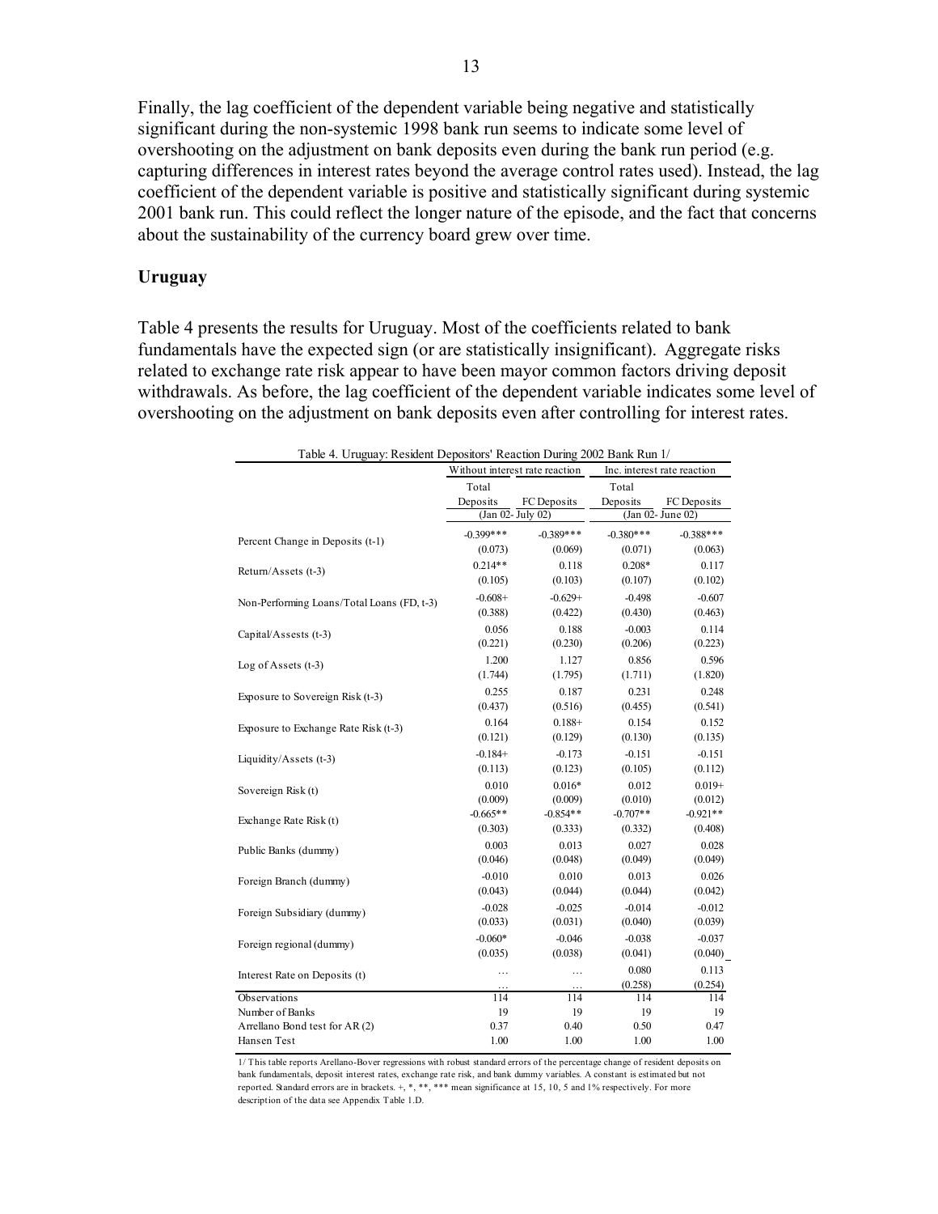Finally, the lag coefficient of the dependent variable being negative and statistically significant during the non-systemic 1998 bank run seems to indicate some level of overshooting on the adjustment on bank deposits even during the bank run period (e.g. capturing differences in interest rates beyond the average control rates used). Instead, the lag coefficient of the dependent variable is positive and statistically significant during systemic 2001 bank run. This could reflect the longer nature of the episode, and the fact that concerns about the sustainability of the currency board grew over time.

### Uruguay

Table 4 presents the results for Uruguay. Most of the coefficients related to bank fundamentals have the expected sign (or are statistically insignificant). Aggregate risks related to exchange rate risk appear to have been mayor common factors driving deposit withdrawals. As before, the lag coefficient of the dependent variable indicates some level of overshooting on the adjustment on bank deposits even after controlling for interest rates.

Table 4. Uruguay: Resident Depositors' Reaction During 2002 Bank Run 1/

| | Without interest rate reaction | | Inc. interest rate reaction | |
|---|---|---|---|---|
| | Total Deposits | FC Deposits | Total Deposits | FC Deposits |
| | (Jan 02- July 02) | | (Jan 02- June 02) | |
| Percent Change in Deposits (t-1) | -0.399*** | -0.389*** | -0.380*** | -0.388*** |
| | (0.073) | (0.069) | (0.071) | (0.063) |
| Return/Assets (t-3) | 0.214** | 0.118 | 0.208* | 0.117 |
| | (0.105) | (0.103) | (0.107) | (0.102) |
| Non-Performing Loans/Total Loans (FD, t-3) | -0.608+ | -0.629+ | -0.498 | -0.607 |
| | (0.388) | (0.422) | (0.430) | (0.463) |
| Capital/Assests (t-3) | 0.056 | 0.188 | -0.003 | 0.114 |
| | (0.221) | (0.230) | (0.206) | (0.223) |
| Log of Assets (t-3) | 1.200 | 1.127 | 0.856 | 0.596 |
| | (1.744) | (1.795) | (1.711) | (1.820) |
| Exposure to Sovereign Risk (t-3) | 0.255 | 0.187 | 0.231 | 0.248 |
| | (0.437) | (0.516) | (0.455) | (0.541) |
| Exposure to Exchange Rate Risk (t-3) | 0.164 | 0.188+ | 0.154 | 0.152 |
| | (0.121) | (0.129) | (0.130) | (0.135) |
| Liquidity/Assets (t-3) | -0.184+ | -0.173 | -0.151 | -0.151 |
| | (0.113) | (0.123) | (0.105) | (0.112) |
| Sovereign Risk (t) | 0.010 | 0.016* | 0.012 | 0.019+ |
| | (0.009) | (0.009) | (0.010) | (0.012) |
| Exchange Rate Risk (t) | -0.665** | -0.854** | -0.707** | -0.921** |
| | (0.303) | (0.333) | (0.332) | (0.408) |
| Public Banks (dummy) | 0.003 | 0.013 | 0.027 | 0.028 |
| | (0.046) | (0.048) | (0.049) | (0.049) |
| Foreign Branch (dummy) | -0.010 | 0.010 | 0.013 | 0.026 |
| | (0.043) | (0.044) | (0.044) | (0.042) |
| Foreign Subsidiary (dummy) | -0.028 | -0.025 | -0.014 | -0.012 |
| | (0.033) | (0.031) | (0.040) | (0.039) |
| Foreign regional (dummy) | -0.060* | -0.046 | -0.038 | -0.037 |
| | (0.035) | (0.038) | (0.041) | (0.040) |
| Interest Rate on Deposits (t) | … | … | 0.080 | 0.113 |
| | … | … | (0.258) | (0.254) |
| Observations | 114 | 114 | 114 | 114 |
| Number of Banks | 19 | 19 | 19 | 19 |
| Arrellano Bond test for AR (2) | 0.37 | 0.40 | 0.50 | 0.47 |
| Hansen Test | 1.00 | 1.00 | 1.00 | 1.00 |

1/ This table reports Arellano-Bover regressions with robust standard errors of the percentage change of resident deposits on bank fundamentals, deposit interest rates, exchange rate risk, and bank dummy variables. A constant is estimated but not reported. Standard errors are in brackets. +, *, **, *** mean significance at 15, 10, 5 and 1% respectively. For more description of the data see Appendix Table 1.D.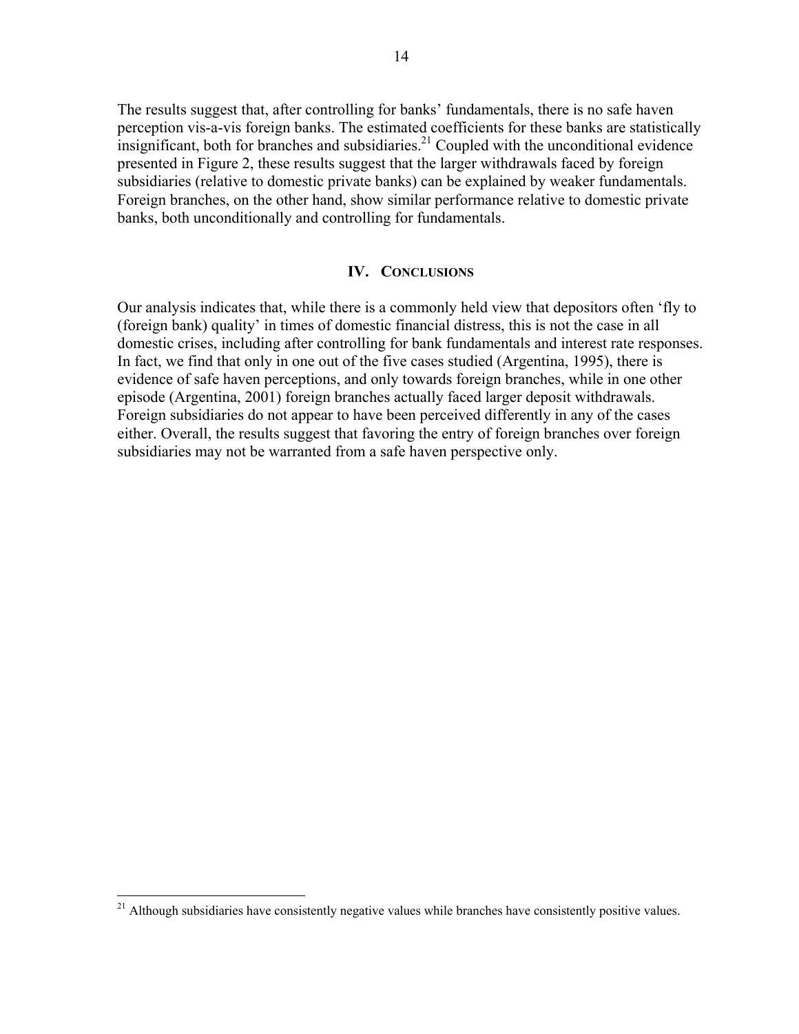The results suggest that, after controlling for banks' fundamentals, there is no safe haven perception vis-a-vis foreign banks. The estimated coefficients for these banks are statistically insignificant, both for branches and subsidiaries.[21] Coupled with the unconditional evidence presented in Figure 2, these results suggest that the larger withdrawals faced by foreign subsidiaries (relative to domestic private banks) can be explained by weaker fundamentals. Foreign branches, on the other hand, show similar performance relative to domestic private banks, both unconditionally and controlling for fundamentals.

## IV. Conclusions

Our analysis indicates that, while there is a commonly held view that depositors often 'fly to (foreign bank) quality' in times of domestic financial distress, this is not the case in all domestic crises, including after controlling for bank fundamentals and interest rate responses. In fact, we find that only in one out of the five cases studied (Argentina, 1995), there is evidence of safe haven perceptions, and only towards foreign branches, while in one other episode (Argentina, 2001) foreign branches actually faced larger deposit withdrawals. Foreign subsidiaries do not appear to have been perceived differently in any of the cases either. Overall, the results suggest that favoring the entry of foreign branches over foreign subsidiaries may not be warranted from a safe haven perspective only.

[21] Although subsidiaries have consistently negative values while branches have consistently positive values.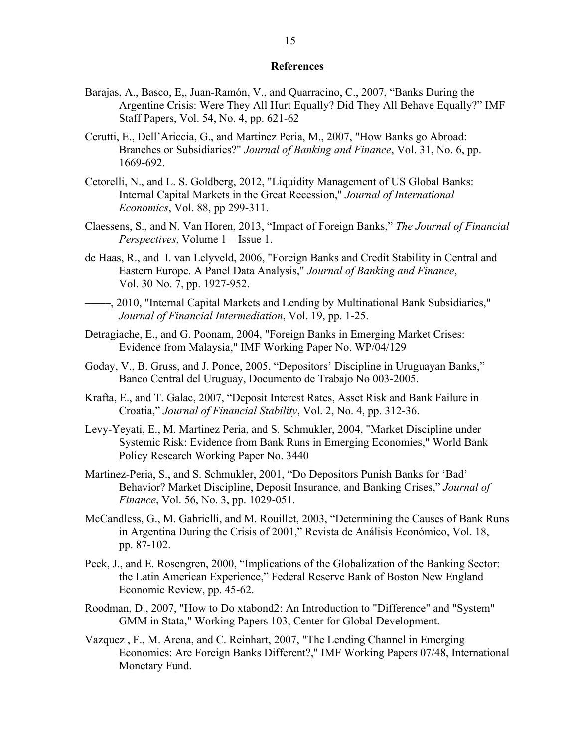## References

Barajas, A., Basco, E,, Juan-Ramón, V., and Quarracino, C., 2007, "Banks During the Argentine Crisis: Were They All Hurt Equally? Did They All Behave Equally?" IMF Staff Papers, Vol. 54, No. 4, pp. 621-62

Cerutti, E., Dell'Ariccia, G., and Martinez Peria, M., 2007, "How Banks go Abroad: Branches or Subsidiaries?" *Journal of Banking and Finance*, Vol. 31, No. 6, pp. 1669-692.

Cetorelli, N., and L. S. Goldberg, 2012, "Liquidity Management of US Global Banks: Internal Capital Markets in the Great Recession," *Journal of International Economics*, Vol. 88, pp 299-311.

Claessens, S., and N. Van Horen, 2013, "Impact of Foreign Banks," *The Journal of Financial Perspectives*, Volume 1 – Issue 1.

de Haas, R., and I. van Lelyveld, 2006, "Foreign Banks and Credit Stability in Central and Eastern Europe. A Panel Data Analysis," *Journal of Banking and Finance*, Vol. 30 No. 7, pp. 1927-952.

——, 2010, "Internal Capital Markets and Lending by Multinational Bank Subsidiaries," *Journal of Financial Intermediation*, Vol. 19, pp. 1-25.

Detragiache, E., and G. Poonam, 2004, "Foreign Banks in Emerging Market Crises: Evidence from Malaysia," IMF Working Paper No. WP/04/129

Goday, V., B. Gruss, and J. Ponce, 2005, "Depositors' Discipline in Uruguayan Banks," Banco Central del Uruguay, Documento de Trabajo No 003-2005.

Krafta, E., and T. Galac, 2007, "Deposit Interest Rates, Asset Risk and Bank Failure in Croatia," *Journal of Financial Stability*, Vol. 2, No. 4, pp. 312-36.

Levy-Yeyati, E., M. Martinez Peria, and S. Schmukler, 2004, "Market Discipline under Systemic Risk: Evidence from Bank Runs in Emerging Economies," World Bank Policy Research Working Paper No. 3440

Martinez-Peria, S., and S. Schmukler, 2001, "Do Depositors Punish Banks for 'Bad' Behavior? Market Discipline, Deposit Insurance, and Banking Crises," *Journal of Finance*, Vol. 56, No. 3, pp. 1029-051.

McCandless, G., M. Gabrielli, and M. Rouillet, 2003, "Determining the Causes of Bank Runs in Argentina During the Crisis of 2001," Revista de Análisis Económico, Vol. 18, pp. 87-102.

Peek, J., and E. Rosengren, 2000, "Implications of the Globalization of the Banking Sector: the Latin American Experience," Federal Reserve Bank of Boston New England Economic Review, pp. 45-62.

Roodman, D., 2007, "How to Do xtabond2: An Introduction to "Difference" and "System" GMM in Stata," Working Papers 103, Center for Global Development.

Vazquez , F., M. Arena, and C. Reinhart, 2007, "The Lending Channel in Emerging Economies: Are Foreign Banks Different?," IMF Working Papers 07/48, International Monetary Fund.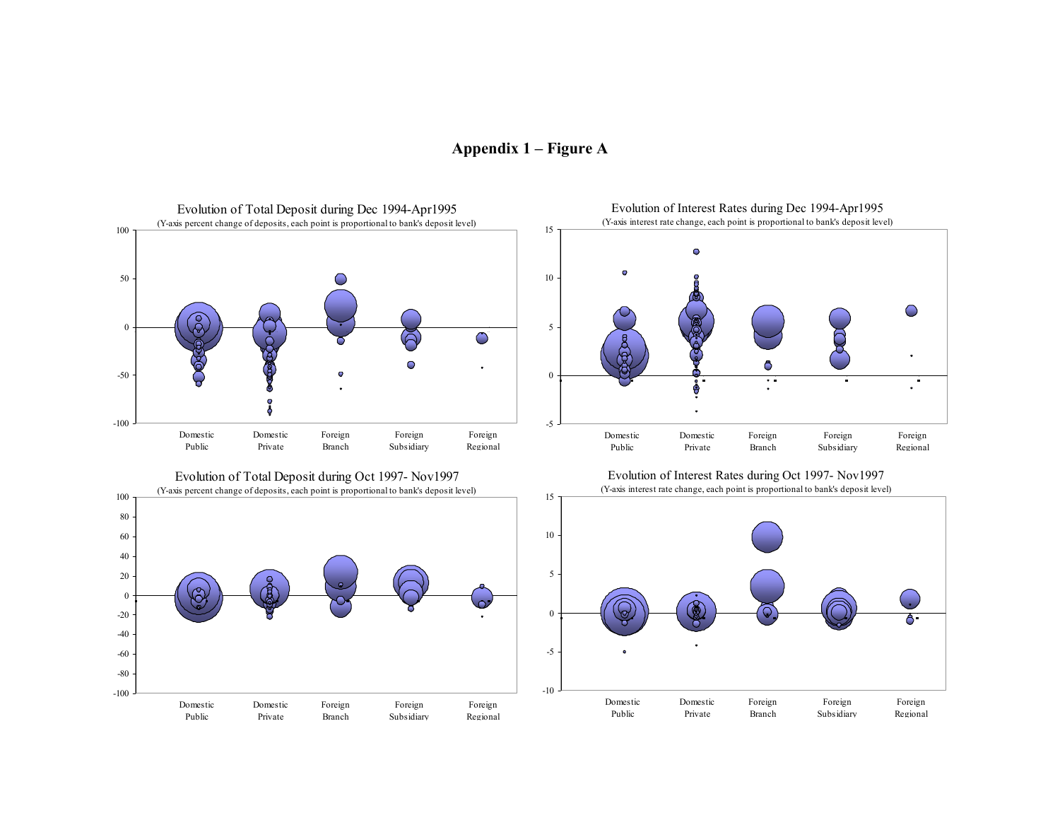# Appendix 1 – Figure A

Evolution of Total Deposit during Dec 1994-Apr1995
(Y-axis percent change of deposits, each point is proportional to bank's deposit level)

Evolution of Interest Rates during Dec 1994-Apr1995
(Y-axis interest rate change, each point is proportional to bank's deposit level)

Evolution of Total Deposit during Oct 1997- Nov1997
(Y-axis percent change of deposits, each point is proportional to bank's deposit level)

Evolution of Interest Rates during Oct 1997- Nov1997
(Y-axis interest rate change, each point is proportional to bank's deposit level)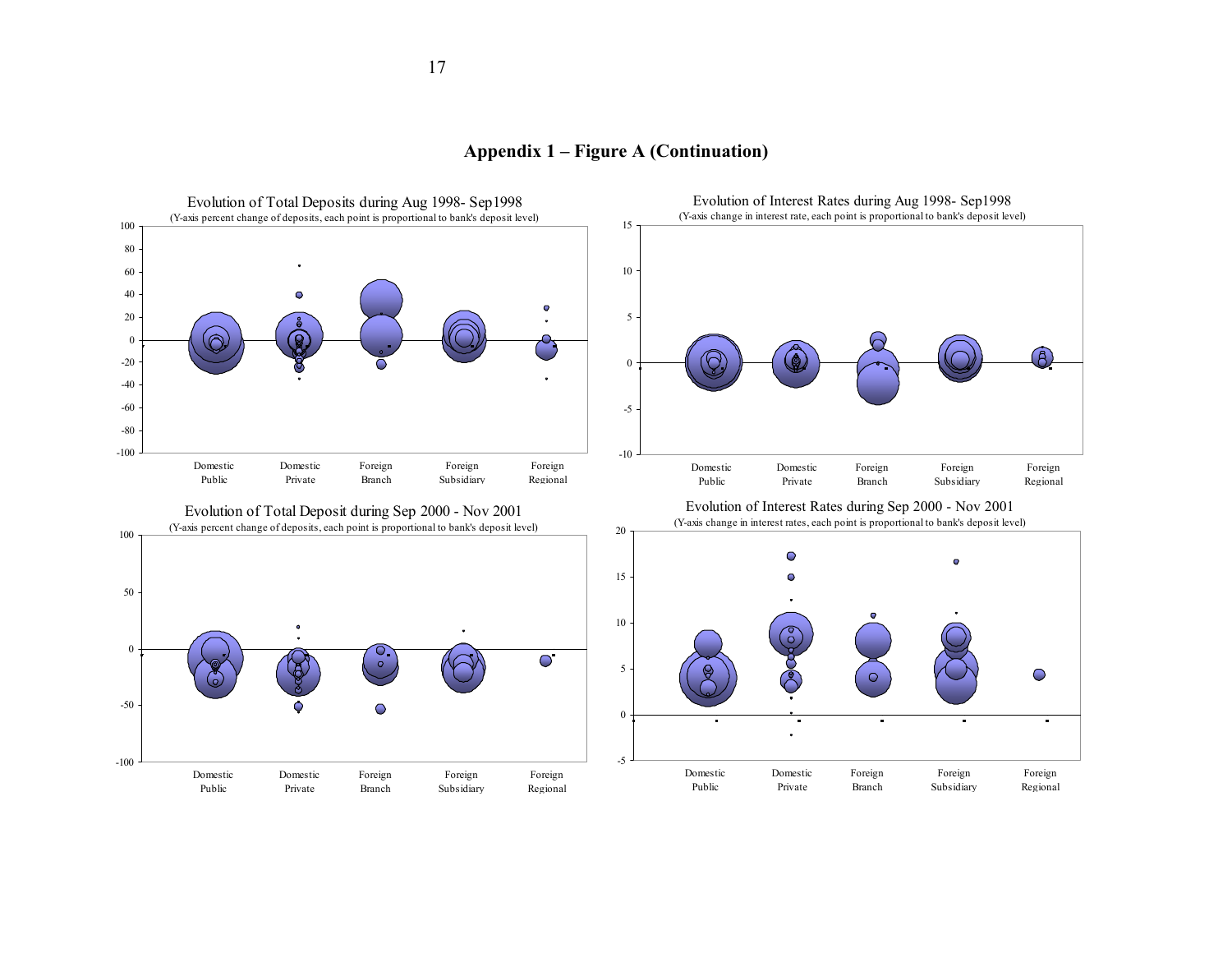## Appendix 1 – Figure A (Continuation)

Evolution of Total Deposits during Aug 1998- Sep1998
(Y-axis percent change of deposits, each point is proportional to bank's deposit level)

Domestic Public | Domestic Private | Foreign Branch | Foreign Subsidiary | Foreign Regional

Evolution of Interest Rates during Aug 1998- Sep1998
(Y-axis change in interest rate, each point is proportional to bank's deposit level)

Domestic Public | Domestic Private | Foreign Branch | Foreign Subsidiary | Foreign Regional

Evolution of Total Deposit during Sep 2000 - Nov 2001
(Y-axis percent change of deposits, each point is proportional to bank's deposit level)

Domestic Public | Domestic Private | Foreign Branch | Foreign Subsidiary | Foreign Regional

Evolution of Interest Rates during Sep 2000 - Nov 2001
(Y-axis change in interest rates, each point is proportional to bank's deposit level)

Domestic Public | Domestic Private | Foreign Branch | Foreign Subsidiary | Foreign Regional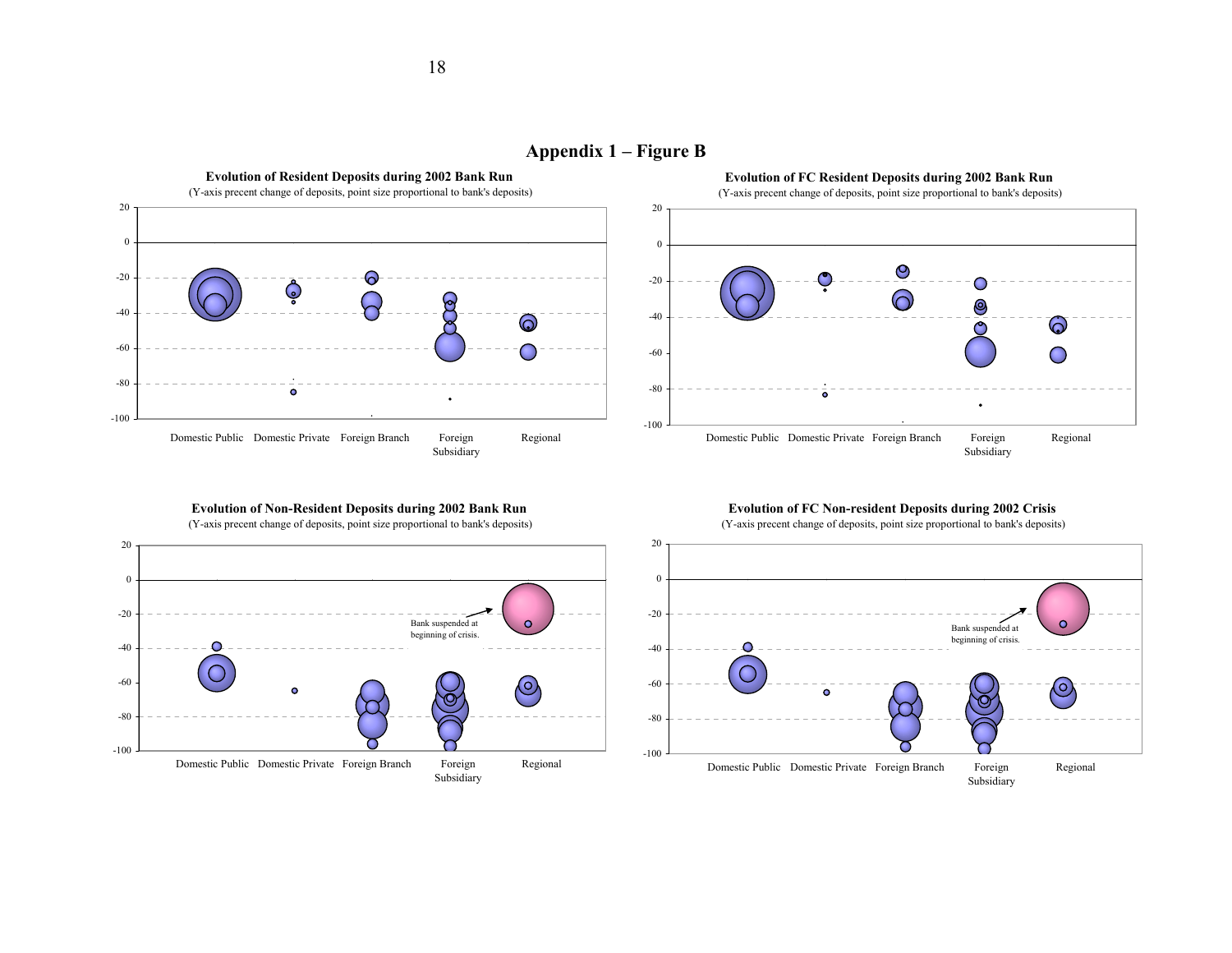## Appendix 1 – Figure B

**Evolution of Resident Deposits during 2002 Bank Run**

(Y-axis precent change of deposits, point size proportional to bank's deposits)

20
0
-20
-40
-60
-80
-100

Domestic Public Domestic Private Foreign Branch Foreign Subsidiary Regional

**Evolution of FC Resident Deposits during 2002 Bank Run**

(Y-axis precent change of deposits, point size proportional to bank's deposits)

20
0
-20
-40
-60
-80
-100

Domestic Public Domestic Private Foreign Branch Foreign Subsidiary Regional

**Evolution of Non-Resident Deposits during 2002 Bank Run**

(Y-axis precent change of deposits, point size proportional to bank's deposits)

20
0
-20
-40
-60
-80
-100

Bank suspended at beginning of crisis.

Domestic Public Domestic Private Foreign Branch Foreign Subsidiary Regional

**Evolution of FC Non-resident Deposits during 2002 Crisis**

(Y-axis precent change of deposits, point size proportional to bank's deposits)

20
0
-20
-40
-60
-80
-100

Bank suspended at beginning of crisis.

Domestic Public Domestic Private Foreign Branch Foreign Subsidiary Regional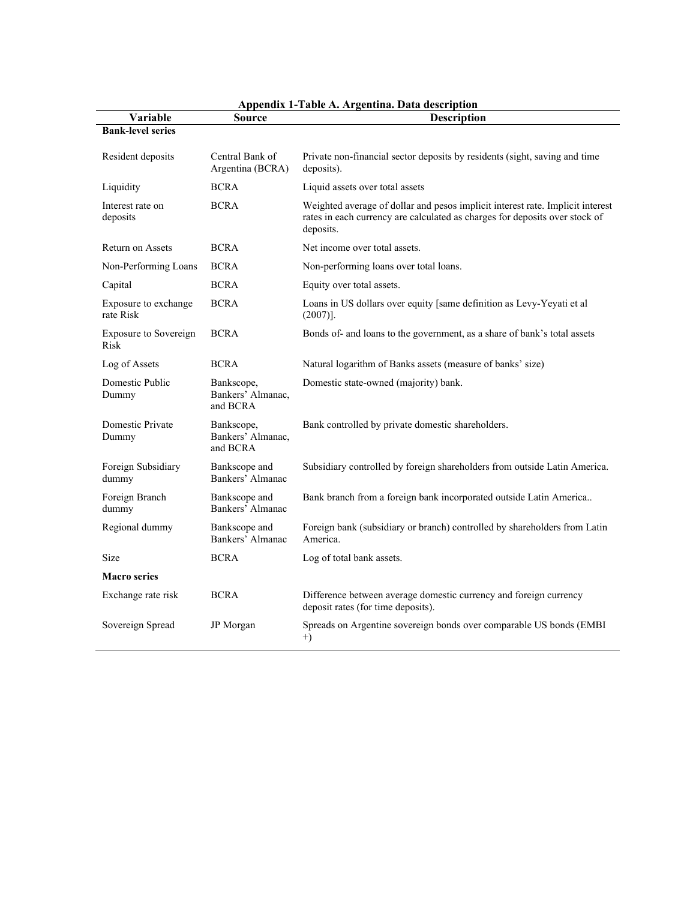**Appendix 1-Table A. Argentina. Data description**

| Variable | Source | Description |
|---|---|---|
| **Bank-level series** | | |
| Resident deposits | Central Bank of Argentina (BCRA) | Private non-financial sector deposits by residents (sight, saving and time deposits). |
| Liquidity | BCRA | Liquid assets over total assets |
| Interest rate on deposits | BCRA | Weighted average of dollar and pesos implicit interest rate. Implicit interest rates in each currency are calculated as charges for deposits over stock of deposits. |
| Return on Assets | BCRA | Net income over total assets. |
| Non-Performing Loans | BCRA | Non-performing loans over total loans. |
| Capital | BCRA | Equity over total assets. |
| Exposure to exchange rate Risk | BCRA | Loans in US dollars over equity [same definition as Levy-Yeyati et al (2007)]. |
| Exposure to Sovereign Risk | BCRA | Bonds of- and loans to the government, as a share of bank's total assets |
| Log of Assets | BCRA | Natural logarithm of Banks assets (measure of banks' size) |
| Domestic Public Dummy | Bankscope, Bankers' Almanac, and BCRA | Domestic state-owned (majority) bank. |
| Domestic Private Dummy | Bankscope, Bankers' Almanac, and BCRA | Bank controlled by private domestic shareholders. |
| Foreign Subsidiary dummy | Bankscope and Bankers' Almanac | Subsidiary controlled by foreign shareholders from outside Latin America. |
| Foreign Branch dummy | Bankscope and Bankers' Almanac | Bank branch from a foreign bank incorporated outside Latin America.. |
| Regional dummy | Bankscope and Bankers' Almanac | Foreign bank (subsidiary or branch) controlled by shareholders from Latin America. |
| Size | BCRA | Log of total bank assets. |
| **Macro series** | | |
| Exchange rate risk | BCRA | Difference between average domestic currency and foreign currency deposit rates (for time deposits). |
| Sovereign Spread | JP Morgan | Spreads on Argentine sovereign bonds over comparable US bonds (EMBI +) |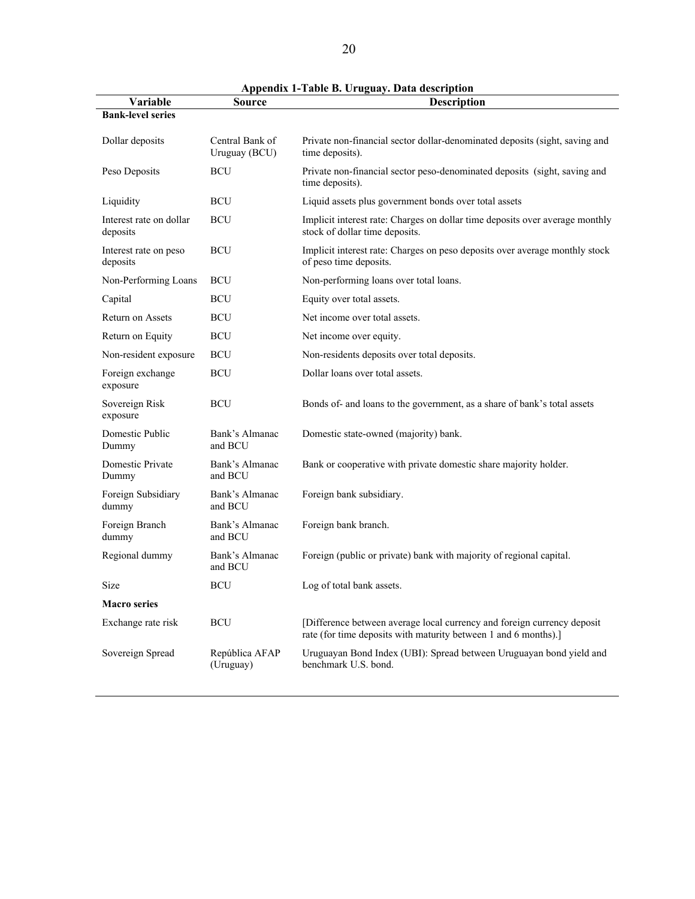**Appendix 1-Table B. Uruguay. Data description**

| Variable | Source | Description |
|---|---|---|
| **Bank-level series** | | |
| Dollar deposits | Central Bank of Uruguay (BCU) | Private non-financial sector dollar-denominated deposits (sight, saving and time deposits). |
| Peso Deposits | BCU | Private non-financial sector peso-denominated deposits (sight, saving and time deposits). |
| Liquidity | BCU | Liquid assets plus government bonds over total assets |
| Interest rate on dollar deposits | BCU | Implicit interest rate: Charges on dollar time deposits over average monthly stock of dollar time deposits. |
| Interest rate on peso deposits | BCU | Implicit interest rate: Charges on peso deposits over average monthly stock of peso time deposits. |
| Non-Performing Loans | BCU | Non-performing loans over total loans. |
| Capital | BCU | Equity over total assets. |
| Return on Assets | BCU | Net income over total assets. |
| Return on Equity | BCU | Net income over equity. |
| Non-resident exposure | BCU | Non-residents deposits over total deposits. |
| Foreign exchange exposure | BCU | Dollar loans over total assets. |
| Sovereign Risk exposure | BCU | Bonds of- and loans to the government, as a share of bank's total assets |
| Domestic Public Dummy | Bank's Almanac and BCU | Domestic state-owned (majority) bank. |
| Domestic Private Dummy | Bank's Almanac and BCU | Bank or cooperative with private domestic share majority holder. |
| Foreign Subsidiary dummy | Bank's Almanac and BCU | Foreign bank subsidiary. |
| Foreign Branch dummy | Bank's Almanac and BCU | Foreign bank branch. |
| Regional dummy | Bank's Almanac and BCU | Foreign (public or private) bank with majority of regional capital. |
| Size | BCU | Log of total bank assets. |
| **Macro series** | | |
| Exchange rate risk | BCU | [Difference between average local currency and foreign currency deposit rate (for time deposits with maturity between 1 and 6 months).] |
| Sovereign Spread | República AFAP (Uruguay) | Uruguayan Bond Index (UBI): Spread between Uruguayan bond yield and benchmark U.S. bond. |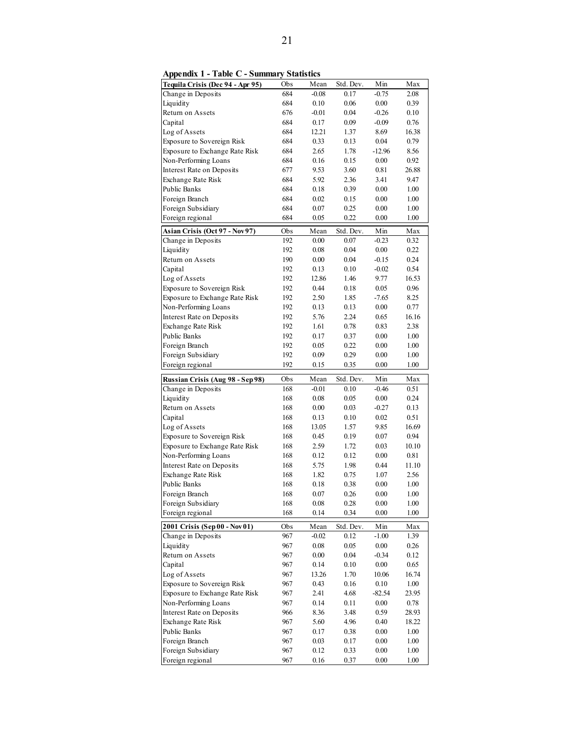**Appendix 1 - Table C - Summary Statistics**

| Tequila Crisis (Dec 94 - Apr 95) | Obs | Mean | Std. Dev. | Min | Max |
|---|---|---|---|---|---|
| Change in Deposits | 684 | -0.08 | 0.17 | -0.75 | 2.08 |
| Liquidity | 684 | 0.10 | 0.06 | 0.00 | 0.39 |
| Return on Assets | 676 | -0.01 | 0.04 | -0.26 | 0.10 |
| Capital | 684 | 0.17 | 0.09 | -0.09 | 0.76 |
| Log of Assets | 684 | 12.21 | 1.37 | 8.69 | 16.38 |
| Exposure to Sovereign Risk | 684 | 0.33 | 0.13 | 0.04 | 0.79 |
| Exposure to Exchange Rate Risk | 684 | 2.65 | 1.78 | -12.96 | 8.56 |
| Non-Performing Loans | 684 | 0.16 | 0.15 | 0.00 | 0.92 |
| Interest Rate on Deposits | 677 | 9.53 | 3.60 | 0.81 | 26.88 |
| Exchange Rate Risk | 684 | 5.92 | 2.36 | 3.41 | 9.47 |
| Public Banks | 684 | 0.18 | 0.39 | 0.00 | 1.00 |
| Foreign Branch | 684 | 0.02 | 0.15 | 0.00 | 1.00 |
| Foreign Subsidiary | 684 | 0.07 | 0.25 | 0.00 | 1.00 |
| Foreign regional | 684 | 0.05 | 0.22 | 0.00 | 1.00 |
| **Asian Crisis (Oct 97 - Nov 97)** | **Obs** | **Mean** | **Std. Dev.** | **Min** | **Max** |
| Change in Deposits | 192 | 0.00 | 0.07 | -0.23 | 0.32 |
| Liquidity | 192 | 0.08 | 0.04 | 0.00 | 0.22 |
| Return on Assets | 190 | 0.00 | 0.04 | -0.15 | 0.24 |
| Capital | 192 | 0.13 | 0.10 | -0.02 | 0.54 |
| Log of Assets | 192 | 12.86 | 1.46 | 9.77 | 16.53 |
| Exposure to Sovereign Risk | 192 | 0.44 | 0.18 | 0.05 | 0.96 |
| Exposure to Exchange Rate Risk | 192 | 2.50 | 1.85 | -7.65 | 8.25 |
| Non-Performing Loans | 192 | 0.13 | 0.13 | 0.00 | 0.77 |
| Interest Rate on Deposits | 192 | 5.76 | 2.24 | 0.65 | 16.16 |
| Exchange Rate Risk | 192 | 1.61 | 0.78 | 0.83 | 2.38 |
| Public Banks | 192 | 0.17 | 0.37 | 0.00 | 1.00 |
| Foreign Branch | 192 | 0.05 | 0.22 | 0.00 | 1.00 |
| Foreign Subsidiary | 192 | 0.09 | 0.29 | 0.00 | 1.00 |
| Foreign regional | 192 | 0.15 | 0.35 | 0.00 | 1.00 |
| **Russian Crisis (Aug 98 - Sep 98)** | **Obs** | **Mean** | **Std. Dev.** | **Min** | **Max** |
| Change in Deposits | 168 | -0.01 | 0.10 | -0.46 | 0.51 |
| Liquidity | 168 | 0.08 | 0.05 | 0.00 | 0.24 |
| Return on Assets | 168 | 0.00 | 0.03 | -0.27 | 0.13 |
| Capital | 168 | 0.13 | 0.10 | 0.02 | 0.51 |
| Log of Assets | 168 | 13.05 | 1.57 | 9.85 | 16.69 |
| Exposure to Sovereign Risk | 168 | 0.45 | 0.19 | 0.07 | 0.94 |
| Exposure to Exchange Rate Risk | 168 | 2.59 | 1.72 | 0.03 | 10.10 |
| Non-Performing Loans | 168 | 0.12 | 0.12 | 0.00 | 0.81 |
| Interest Rate on Deposits | 168 | 5.75 | 1.98 | 0.44 | 11.10 |
| Exchange Rate Risk | 168 | 1.82 | 0.75 | 1.07 | 2.56 |
| Public Banks | 168 | 0.18 | 0.38 | 0.00 | 1.00 |
| Foreign Branch | 168 | 0.07 | 0.26 | 0.00 | 1.00 |
| Foreign Subsidiary | 168 | 0.08 | 0.28 | 0.00 | 1.00 |
| Foreign regional | 168 | 0.14 | 0.34 | 0.00 | 1.00 |
| **2001 Crisis (Sep 00 - Nov 01)** | **Obs** | **Mean** | **Std. Dev.** | **Min** | **Max** |
| Change in Deposits | 967 | -0.02 | 0.12 | -1.00 | 1.39 |
| Liquidity | 967 | 0.08 | 0.05 | 0.00 | 0.26 |
| Return on Assets | 967 | 0.00 | 0.04 | -0.34 | 0.12 |
| Capital | 967 | 0.14 | 0.10 | 0.00 | 0.65 |
| Log of Assets | 967 | 13.26 | 1.70 | 10.06 | 16.74 |
| Exposure to Sovereign Risk | 967 | 0.43 | 0.16 | 0.10 | 1.00 |
| Exposure to Exchange Rate Risk | 967 | 2.41 | 4.68 | -82.54 | 23.95 |
| Non-Performing Loans | 967 | 0.14 | 0.11 | 0.00 | 0.78 |
| Interest Rate on Deposits | 966 | 8.36 | 3.48 | 0.59 | 28.93 |
| Exchange Rate Risk | 967 | 5.60 | 4.96 | 0.40 | 18.22 |
| Public Banks | 967 | 0.17 | 0.38 | 0.00 | 1.00 |
| Foreign Branch | 967 | 0.03 | 0.17 | 0.00 | 1.00 |
| Foreign Subsidiary | 967 | 0.12 | 0.33 | 0.00 | 1.00 |
| Foreign regional | 967 | 0.16 | 0.37 | 0.00 | 1.00 |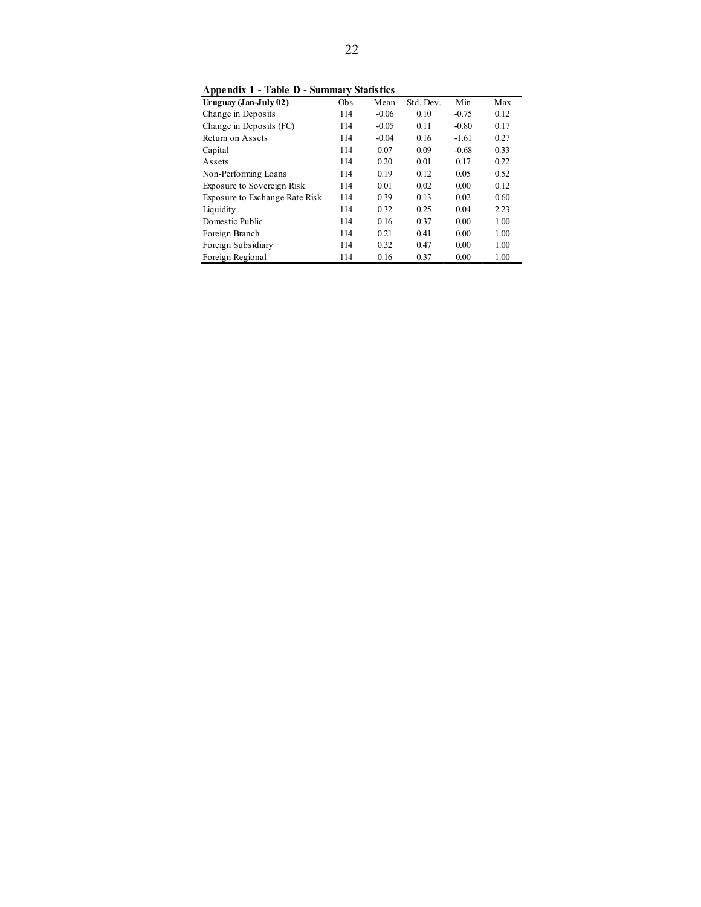**Appendix 1 - Table D - Summary Statistics**

| Uruguay (Jan-July 02) | Obs | Mean | Std. Dev. | Min | Max |
|---|---|---|---|---|---|
| Change in Deposits | 114 | -0.06 | 0.10 | -0.75 | 0.12 |
| Change in Deposits (FC) | 114 | -0.05 | 0.11 | -0.80 | 0.17 |
| Return on Assets | 114 | -0.04 | 0.16 | -1.61 | 0.27 |
| Capital | 114 | 0.07 | 0.09 | -0.68 | 0.33 |
| Assets | 114 | 0.20 | 0.01 | 0.17 | 0.22 |
| Non-Performing Loans | 114 | 0.19 | 0.12 | 0.05 | 0.52 |
| Exposure to Sovereign Risk | 114 | 0.01 | 0.02 | 0.00 | 0.12 |
| Exposure to Exchange Rate Risk | 114 | 0.39 | 0.13 | 0.02 | 0.60 |
| Liquidity | 114 | 0.32 | 0.25 | 0.04 | 2.23 |
| Domestic Public | 114 | 0.16 | 0.37 | 0.00 | 1.00 |
| Foreign Branch | 114 | 0.21 | 0.41 | 0.00 | 1.00 |
| Foreign Subsidiary | 114 | 0.32 | 0.47 | 0.00 | 1.00 |
| Foreign Regional | 114 | 0.16 | 0.37 | 0.00 | 1.00 |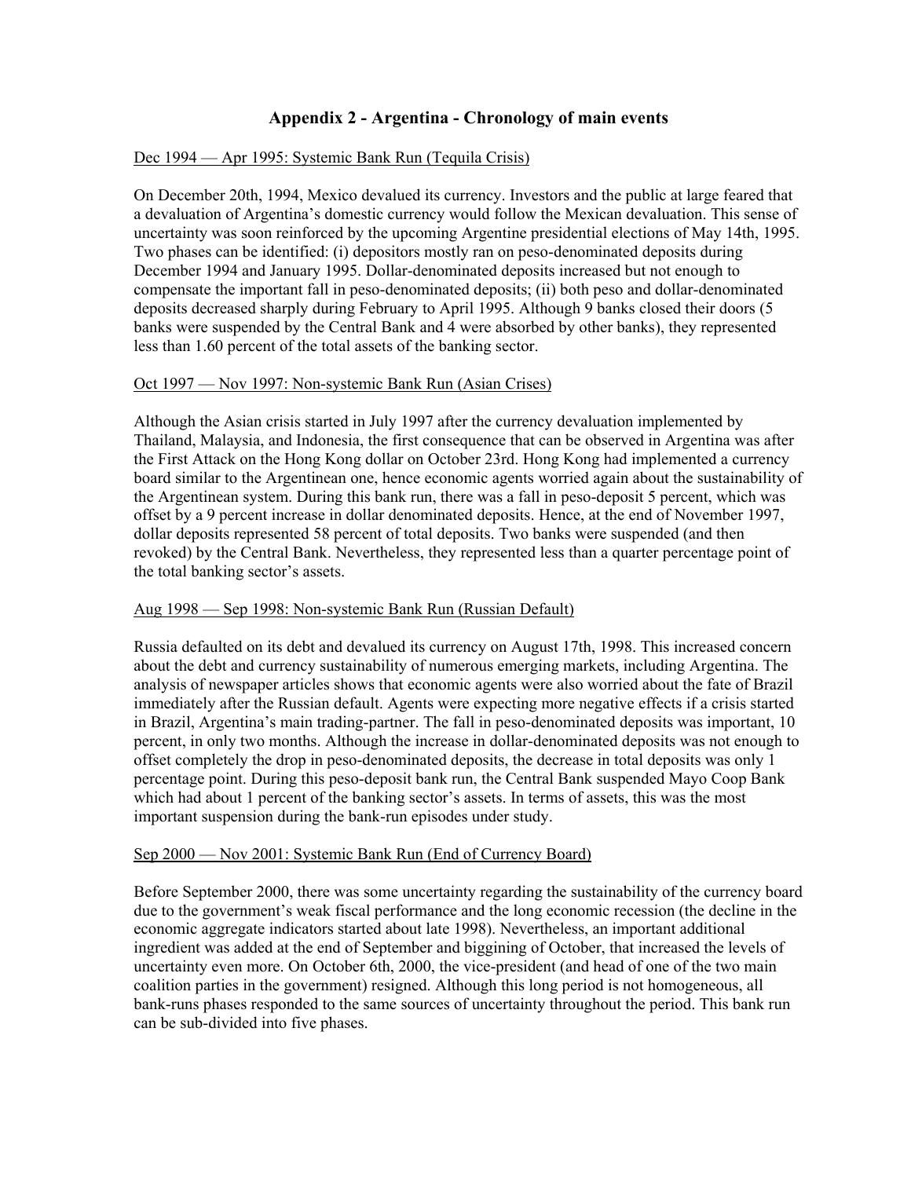## Appendix 2 - Argentina - Chronology of main events

Dec 1994 — Apr 1995: Systemic Bank Run (Tequila Crisis)

On December 20th, 1994, Mexico devalued its currency. Investors and the public at large feared that a devaluation of Argentina's domestic currency would follow the Mexican devaluation. This sense of uncertainty was soon reinforced by the upcoming Argentine presidential elections of May 14th, 1995. Two phases can be identified: (i) depositors mostly ran on peso-denominated deposits during December 1994 and January 1995. Dollar-denominated deposits increased but not enough to compensate the important fall in peso-denominated deposits; (ii) both peso and dollar-denominated deposits decreased sharply during February to April 1995. Although 9 banks closed their doors (5 banks were suspended by the Central Bank and 4 were absorbed by other banks), they represented less than 1.60 percent of the total assets of the banking sector.

Oct 1997 — Nov 1997: Non-systemic Bank Run (Asian Crises)

Although the Asian crisis started in July 1997 after the currency devaluation implemented by Thailand, Malaysia, and Indonesia, the first consequence that can be observed in Argentina was after the First Attack on the Hong Kong dollar on October 23rd. Hong Kong had implemented a currency board similar to the Argentinean one, hence economic agents worried again about the sustainability of the Argentinean system. During this bank run, there was a fall in peso-deposit 5 percent, which was offset by a 9 percent increase in dollar denominated deposits. Hence, at the end of November 1997, dollar deposits represented 58 percent of total deposits. Two banks were suspended (and then revoked) by the Central Bank. Nevertheless, they represented less than a quarter percentage point of the total banking sector's assets.

Aug 1998 — Sep 1998: Non-systemic Bank Run (Russian Default)

Russia defaulted on its debt and devalued its currency on August 17th, 1998. This increased concern about the debt and currency sustainability of numerous emerging markets, including Argentina. The analysis of newspaper articles shows that economic agents were also worried about the fate of Brazil immediately after the Russian default. Agents were expecting more negative effects if a crisis started in Brazil, Argentina's main trading-partner. The fall in peso-denominated deposits was important, 10 percent, in only two months. Although the increase in dollar-denominated deposits was not enough to offset completely the drop in peso-denominated deposits, the decrease in total deposits was only 1 percentage point. During this peso-deposit bank run, the Central Bank suspended Mayo Coop Bank which had about 1 percent of the banking sector's assets. In terms of assets, this was the most important suspension during the bank-run episodes under study.

Sep 2000 — Nov 2001: Systemic Bank Run (End of Currency Board)

Before September 2000, there was some uncertainty regarding the sustainability of the currency board due to the government's weak fiscal performance and the long economic recession (the decline in the economic aggregate indicators started about late 1998). Nevertheless, an important additional ingredient was added at the end of September and biggining of October, that increased the levels of uncertainty even more. On October 6th, 2000, the vice-president (and head of one of the two main coalition parties in the government) resigned. Although this long period is not homogeneous, all bank-runs phases responded to the same sources of uncertainty throughout the period. This bank run can be sub-divided into five phases.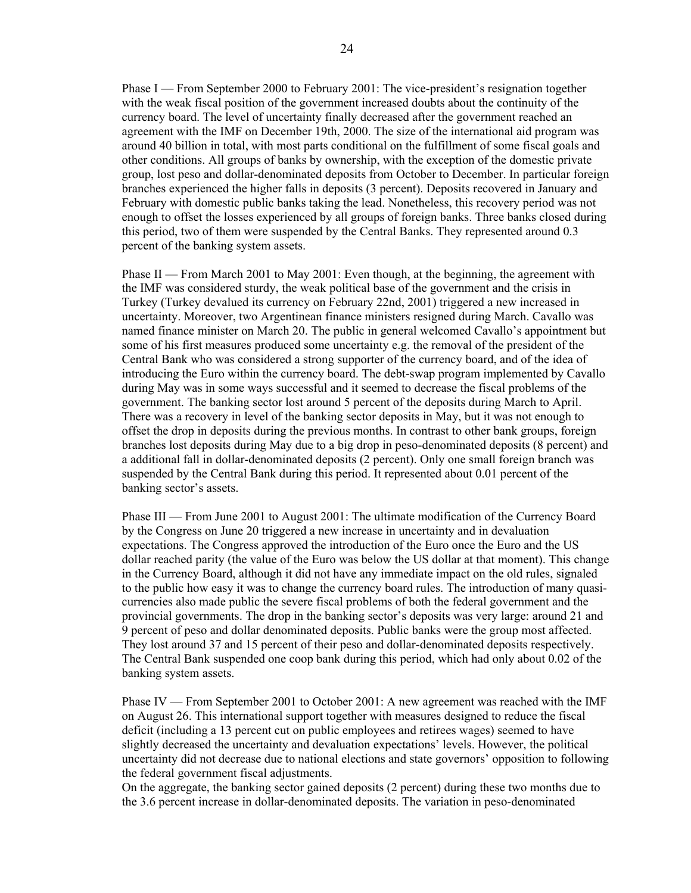Phase I — From September 2000 to February 2001: The vice-president's resignation together with the weak fiscal position of the government increased doubts about the continuity of the currency board. The level of uncertainty finally decreased after the government reached an agreement with the IMF on December 19th, 2000. The size of the international aid program was around 40 billion in total, with most parts conditional on the fulfillment of some fiscal goals and other conditions. All groups of banks by ownership, with the exception of the domestic private group, lost peso and dollar-denominated deposits from October to December. In particular foreign branches experienced the higher falls in deposits (3 percent). Deposits recovered in January and February with domestic public banks taking the lead. Nonetheless, this recovery period was not enough to offset the losses experienced by all groups of foreign banks. Three banks closed during this period, two of them were suspended by the Central Banks. They represented around 0.3 percent of the banking system assets.

Phase II — From March 2001 to May 2001: Even though, at the beginning, the agreement with the IMF was considered sturdy, the weak political base of the government and the crisis in Turkey (Turkey devalued its currency on February 22nd, 2001) triggered a new increased in uncertainty. Moreover, two Argentinean finance ministers resigned during March. Cavallo was named finance minister on March 20. The public in general welcomed Cavallo's appointment but some of his first measures produced some uncertainty e.g. the removal of the president of the Central Bank who was considered a strong supporter of the currency board, and of the idea of introducing the Euro within the currency board. The debt-swap program implemented by Cavallo during May was in some ways successful and it seemed to decrease the fiscal problems of the government. The banking sector lost around 5 percent of the deposits during March to April. There was a recovery in level of the banking sector deposits in May, but it was not enough to offset the drop in deposits during the previous months. In contrast to other bank groups, foreign branches lost deposits during May due to a big drop in peso-denominated deposits (8 percent) and a additional fall in dollar-denominated deposits (2 percent). Only one small foreign branch was suspended by the Central Bank during this period. It represented about 0.01 percent of the banking sector's assets.

Phase III — From June 2001 to August 2001: The ultimate modification of the Currency Board by the Congress on June 20 triggered a new increase in uncertainty and in devaluation expectations. The Congress approved the introduction of the Euro once the Euro and the US dollar reached parity (the value of the Euro was below the US dollar at that moment). This change in the Currency Board, although it did not have any immediate impact on the old rules, signaled to the public how easy it was to change the currency board rules. The introduction of many quasi-currencies also made public the severe fiscal problems of both the federal government and the provincial governments. The drop in the banking sector's deposits was very large: around 21 and 9 percent of peso and dollar denominated deposits. Public banks were the group most affected. They lost around 37 and 15 percent of their peso and dollar-denominated deposits respectively. The Central Bank suspended one coop bank during this period, which had only about 0.02 of the banking system assets.

Phase IV — From September 2001 to October 2001: A new agreement was reached with the IMF on August 26. This international support together with measures designed to reduce the fiscal deficit (including a 13 percent cut on public employees and retirees wages) seemed to have slightly decreased the uncertainty and devaluation expectations' levels. However, the political uncertainty did not decrease due to national elections and state governors' opposition to following the federal government fiscal adjustments.
On the aggregate, the banking sector gained deposits (2 percent) during these two months due to the 3.6 percent increase in dollar-denominated deposits. The variation in peso-denominated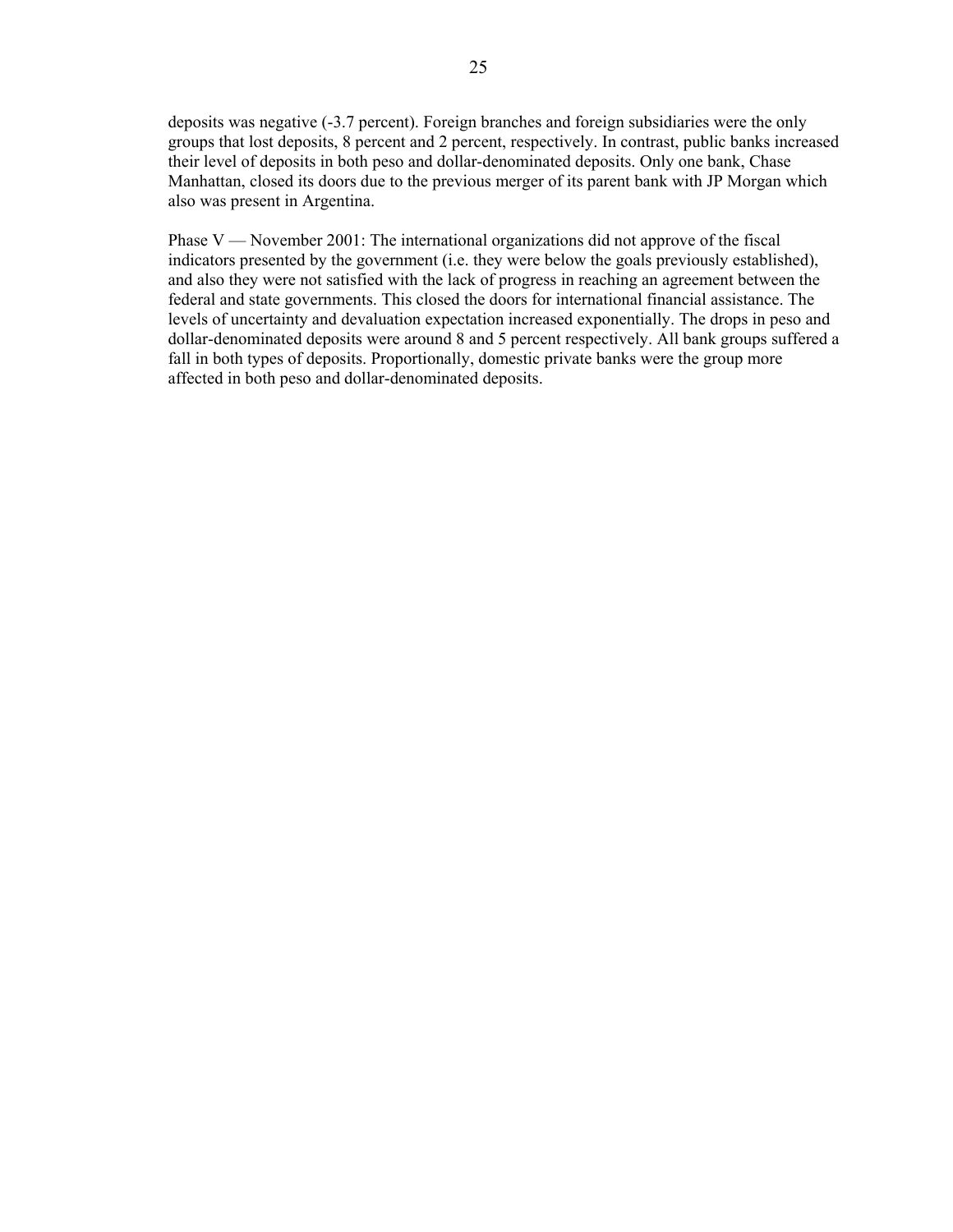deposits was negative (-3.7 percent). Foreign branches and foreign subsidiaries were the only groups that lost deposits, 8 percent and 2 percent, respectively. In contrast, public banks increased their level of deposits in both peso and dollar-denominated deposits. Only one bank, Chase Manhattan, closed its doors due to the previous merger of its parent bank with JP Morgan which also was present in Argentina.

Phase V — November 2001: The international organizations did not approve of the fiscal indicators presented by the government (i.e. they were below the goals previously established), and also they were not satisfied with the lack of progress in reaching an agreement between the federal and state governments. This closed the doors for international financial assistance. The levels of uncertainty and devaluation expectation increased exponentially. The drops in peso and dollar-denominated deposits were around 8 and 5 percent respectively. All bank groups suffered a fall in both types of deposits. Proportionally, domestic private banks were the group more affected in both peso and dollar-denominated deposits.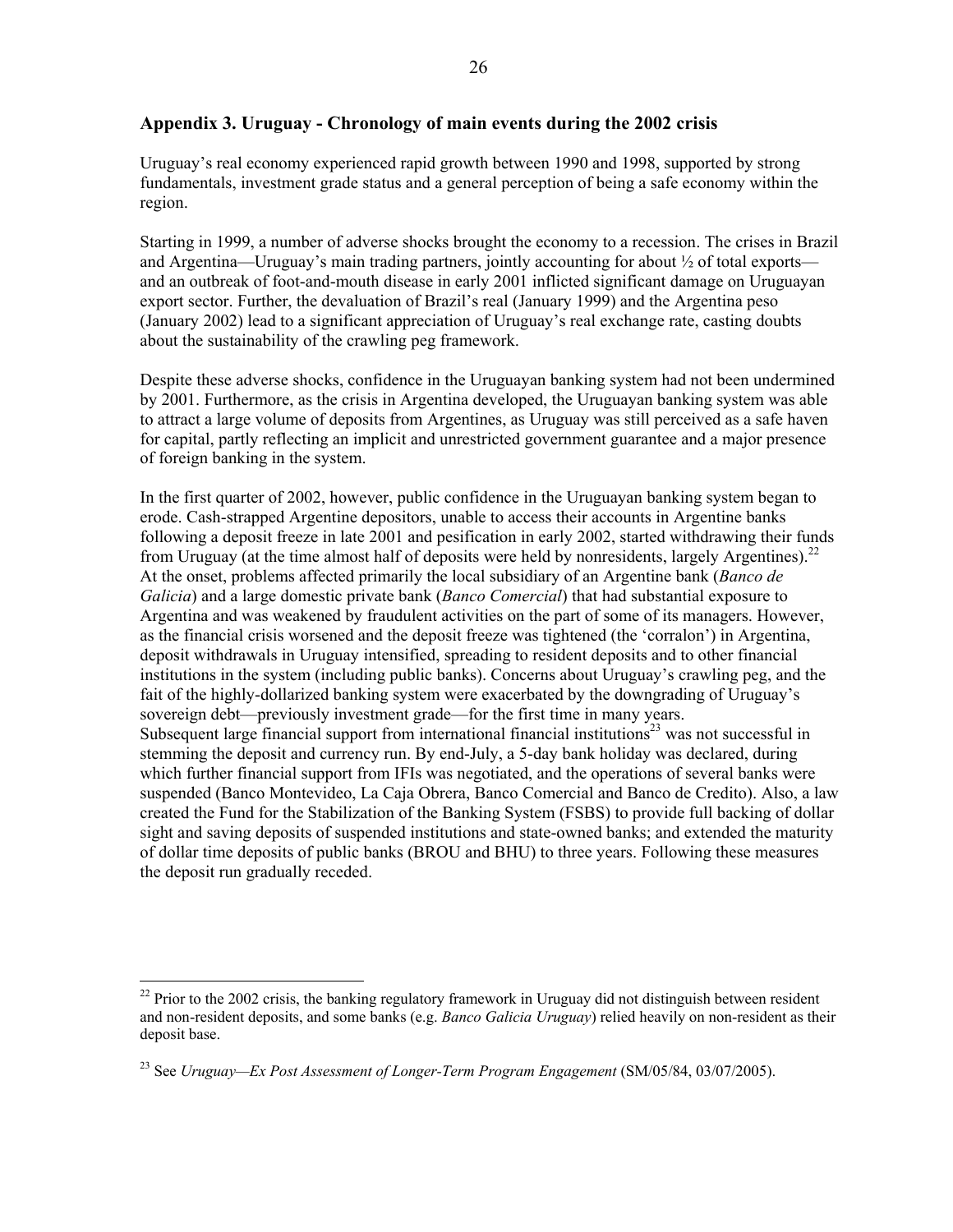## Appendix 3. Uruguay - Chronology of main events during the 2002 crisis

Uruguay's real economy experienced rapid growth between 1990 and 1998, supported by strong fundamentals, investment grade status and a general perception of being a safe economy within the region.

Starting in 1999, a number of adverse shocks brought the economy to a recession. The crises in Brazil and Argentina—Uruguay's main trading partners, jointly accounting for about ½ of total exports—and an outbreak of foot-and-mouth disease in early 2001 inflicted significant damage on Uruguayan export sector. Further, the devaluation of Brazil's real (January 1999) and the Argentina peso (January 2002) lead to a significant appreciation of Uruguay's real exchange rate, casting doubts about the sustainability of the crawling peg framework.

Despite these adverse shocks, confidence in the Uruguayan banking system had not been undermined by 2001. Furthermore, as the crisis in Argentina developed, the Uruguayan banking system was able to attract a large volume of deposits from Argentines, as Uruguay was still perceived as a safe haven for capital, partly reflecting an implicit and unrestricted government guarantee and a major presence of foreign banking in the system.

In the first quarter of 2002, however, public confidence in the Uruguayan banking system began to erode. Cash-strapped Argentine depositors, unable to access their accounts in Argentine banks following a deposit freeze in late 2001 and pesification in early 2002, started withdrawing their funds from Uruguay (at the time almost half of deposits were held by nonresidents, largely Argentines).[22] At the onset, problems affected primarily the local subsidiary of an Argentine bank (*Banco de Galicia*) and a large domestic private bank (*Banco Comercial*) that had substantial exposure to Argentina and was weakened by fraudulent activities on the part of some of its managers. However, as the financial crisis worsened and the deposit freeze was tightened (the 'corralon') in Argentina, deposit withdrawals in Uruguay intensified, spreading to resident deposits and to other financial institutions in the system (including public banks). Concerns about Uruguay's crawling peg, and the fait of the highly-dollarized banking system were exacerbated by the downgrading of Uruguay's sovereign debt—previously investment grade—for the first time in many years.
Subsequent large financial support from international financial institutions[23] was not successful in stemming the deposit and currency run. By end-July, a 5-day bank holiday was declared, during which further financial support from IFIs was negotiated, and the operations of several banks were suspended (Banco Montevideo, La Caja Obrera, Banco Comercial and Banco de Credito). Also, a law created the Fund for the Stabilization of the Banking System (FSBS) to provide full backing of dollar sight and saving deposits of suspended institutions and state-owned banks; and extended the maturity of dollar time deposits of public banks (BROU and BHU) to three years. Following these measures the deposit run gradually receded.

---

[22] Prior to the 2002 crisis, the banking regulatory framework in Uruguay did not distinguish between resident and non-resident deposits, and some banks (e.g. *Banco Galicia Uruguay*) relied heavily on non-resident as their deposit base.

[23] See *Uruguay—Ex Post Assessment of Longer-Term Program Engagement* (SM/05/84, 03/07/2005).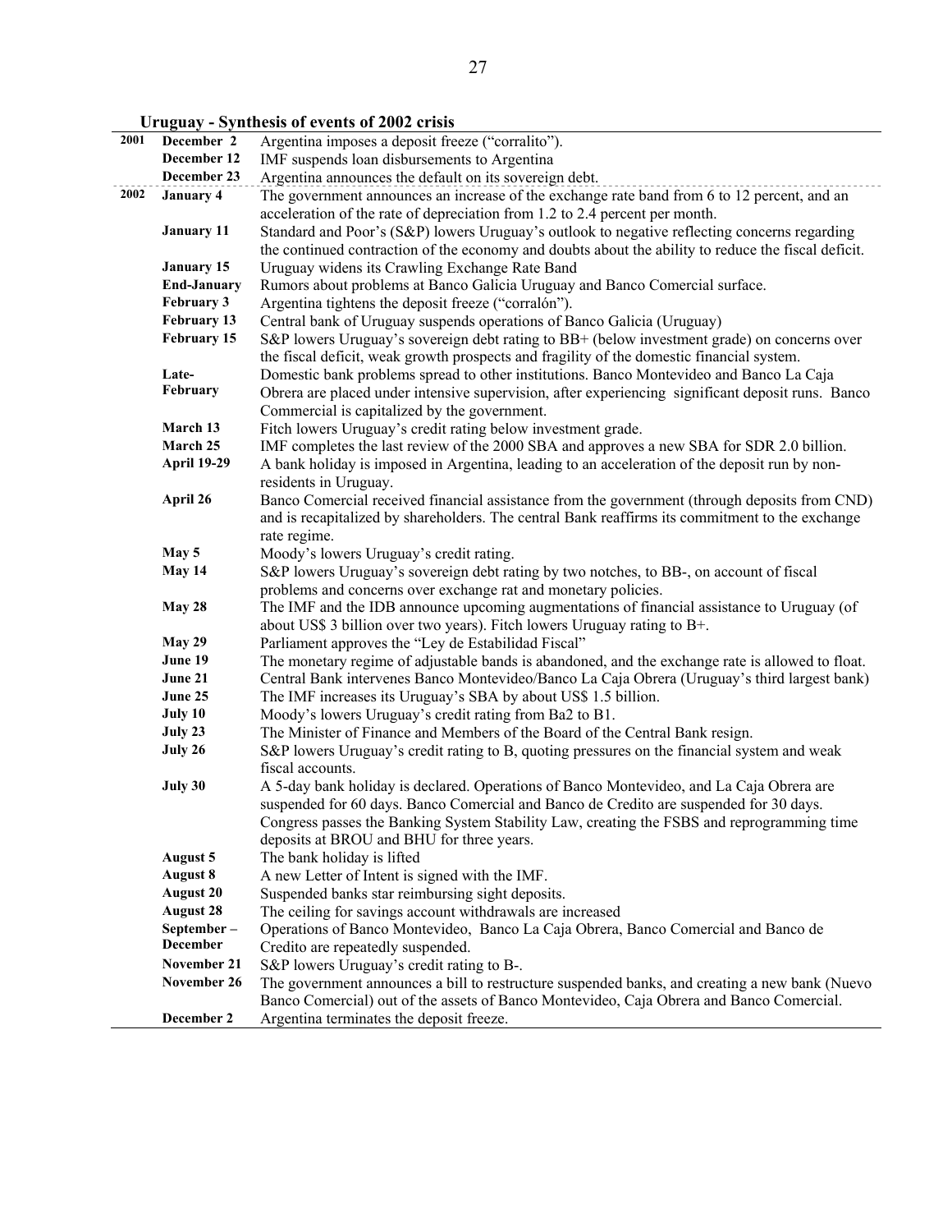**Uruguay - Synthesis of events of 2002 crisis**

| | | |
|---|---|---|
| **2001** | **December 2** | Argentina imposes a deposit freeze ("corralito"). |
| | **December 12** | IMF suspends loan disbursements to Argentina |
| | **December 23** | Argentina announces the default on its sovereign debt. |
| **2002** | **January 4** | The government announces an increase of the exchange rate band from 6 to 12 percent, and an acceleration of the rate of depreciation from 1.2 to 2.4 percent per month. |
| | **January 11** | Standard and Poor's (S&P) lowers Uruguay's outlook to negative reflecting concerns regarding the continued contraction of the economy and doubts about the ability to reduce the fiscal deficit. |
| | **January 15** | Uruguay widens its Crawling Exchange Rate Band |
| | **End-January** | Rumors about problems at Banco Galicia Uruguay and Banco Comercial surface. |
| | **February 3** | Argentina tightens the deposit freeze ("corralón"). |
| | **February 13** | Central bank of Uruguay suspends operations of Banco Galicia (Uruguay) |
| | **February 15** | S&P lowers Uruguay's sovereign debt rating to BB+ (below investment grade) on concerns over the fiscal deficit, weak growth prospects and fragility of the domestic financial system. |
| | **Late-February** | Domestic bank problems spread to other institutions. Banco Montevideo and Banco La Caja Obrera are placed under intensive supervision, after experiencing significant deposit runs. Banco Commercial is capitalized by the government. |
| | **March 13** | Fitch lowers Uruguay's credit rating below investment grade. |
| | **March 25** | IMF completes the last review of the 2000 SBA and approves a new SBA for SDR 2.0 billion. |
| | **April 19-29** | A bank holiday is imposed in Argentina, leading to an acceleration of the deposit run by non-residents in Uruguay. |
| | **April 26** | Banco Comercial received financial assistance from the government (through deposits from CND) and is recapitalized by shareholders. The central Bank reaffirms its commitment to the exchange rate regime. |
| | **May 5** | Moody's lowers Uruguay's credit rating. |
| | **May 14** | S&P lowers Uruguay's sovereign debt rating by two notches, to BB-, on account of fiscal problems and concerns over exchange rat and monetary policies. |
| | **May 28** | The IMF and the IDB announce upcoming augmentations of financial assistance to Uruguay (of about US$ 3 billion over two years). Fitch lowers Uruguay rating to B+. |
| | **May 29** | Parliament approves the "Ley de Estabilidad Fiscal" |
| | **June 19** | The monetary regime of adjustable bands is abandoned, and the exchange rate is allowed to float. |
| | **June 21** | Central Bank intervenes Banco Montevideo/Banco La Caja Obrera (Uruguay's third largest bank) |
| | **June 25** | The IMF increases its Uruguay's SBA by about US$ 1.5 billion. |
| | **July 10** | Moody's lowers Uruguay's credit rating from Ba2 to B1. |
| | **July 23** | The Minister of Finance and Members of the Board of the Central Bank resign. |
| | **July 26** | S&P lowers Uruguay's credit rating to B, quoting pressures on the financial system and weak fiscal accounts. |
| | **July 30** | A 5-day bank holiday is declared. Operations of Banco Montevideo, and La Caja Obrera are suspended for 60 days. Banco Comercial and Banco de Credito are suspended for 30 days. Congress passes the Banking System Stability Law, creating the FSBS and reprogramming time deposits at BROU and BHU for three years. |
| | **August 5** | The bank holiday is lifted |
| | **August 8** | A new Letter of Intent is signed with the IMF. |
| | **August 20** | Suspended banks star reimbursing sight deposits. |
| | **August 28** | The ceiling for savings account withdrawals are increased |
| | **September – December** | Operations of Banco Montevideo, Banco La Caja Obrera, Banco Comercial and Banco de Credito are repeatedly suspended. |
| | **November 21** | S&P lowers Uruguay's credit rating to B-. |
| | **November 26** | The government announces a bill to restructure suspended banks, and creating a new bank (Nuevo Banco Comercial) out of the assets of Banco Montevideo, Caja Obrera and Banco Comercial. |
| | **December 2** | Argentina terminates the deposit freeze. |